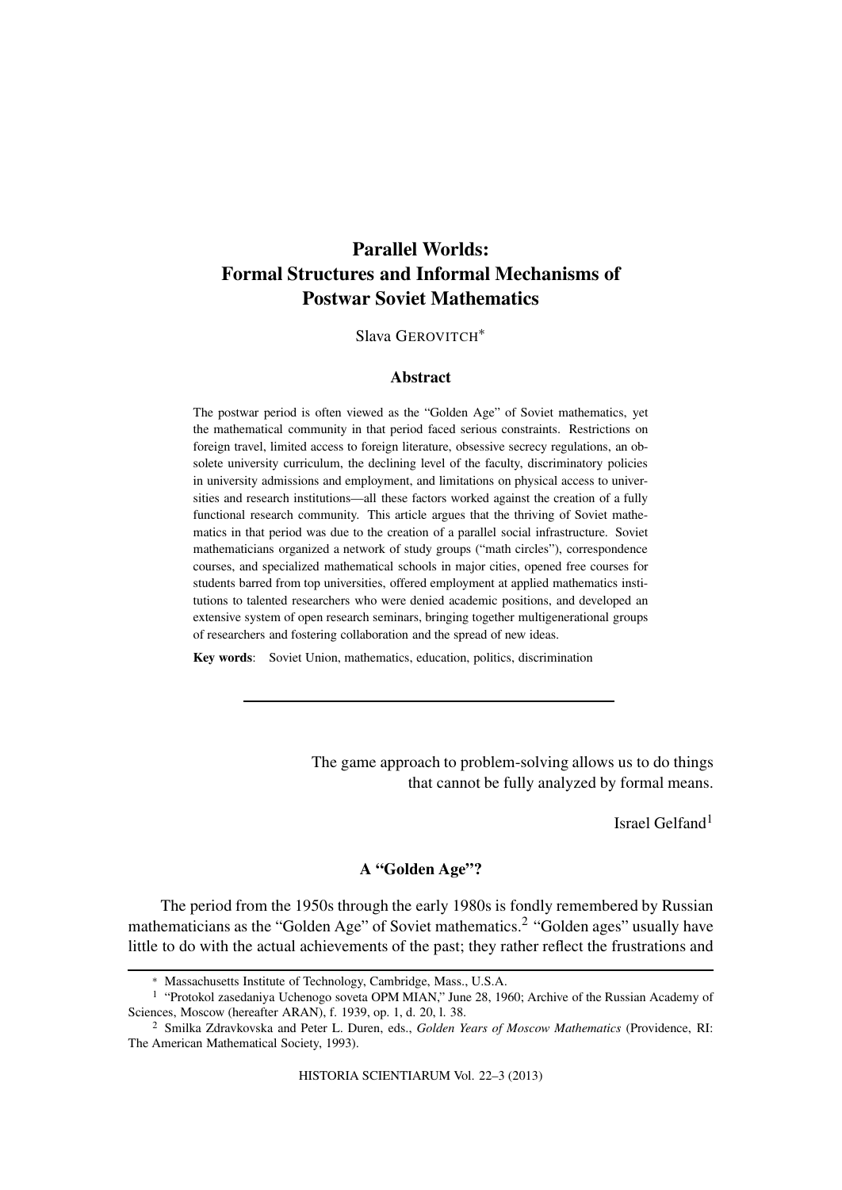# Parallel Worlds: Formal Structures and Informal Mechanisms of Postwar Soviet Mathematics

Slava GEROVITCH[*]

## Abstract

The postwar period is often viewed as the "Golden Age" of Soviet mathematics, yet the mathematical community in that period faced serious constraints. Restrictions on foreign travel, limited access to foreign literature, obsessive secrecy regulations, an obsolete university curriculum, the declining level of the faculty, discriminatory policies in university admissions and employment, and limitations on physical access to universities and research institutions—all these factors worked against the creation of a fully functional research community. This article argues that the thriving of Soviet mathematics in that period was due to the creation of a parallel social infrastructure. Soviet mathematicians organized a network of study groups ("math circles"), correspondence courses, and specialized mathematical schools in major cities, opened free courses for students barred from top universities, offered employment at applied mathematics institutions to talented researchers who were denied academic positions, and developed an extensive system of open research seminars, bringing together multigenerational groups of researchers and fostering collaboration and the spread of new ideas.

**Key words**: Soviet Union, mathematics, education, politics, discrimination

---

> The game approach to problem-solving allows us to do things that cannot be fully analyzed by formal means.
>
> Israel Gelfand[1]

## A "Golden Age"?

The period from the 1950s through the early 1980s is fondly remembered by Russian mathematicians as the "Golden Age" of Soviet mathematics.[2] "Golden ages" usually have little to do with the actual achievements of the past; they rather reflect the frustrations and

---

[*] Massachusetts Institute of Technology, Cambridge, Mass., U.S.A.

[1] "Protokol zasedaniya Uchenogo soveta OPM MIAN," June 28, 1960; Archive of the Russian Academy of Sciences, Moscow (hereafter ARAN), f. 1939, op. 1, d. 20, l. 38.

[2] Smilka Zdravkovska and Peter L. Duren, eds., *Golden Years of Moscow Mathematics* (Providence, RI: The American Mathematical Society, 1993).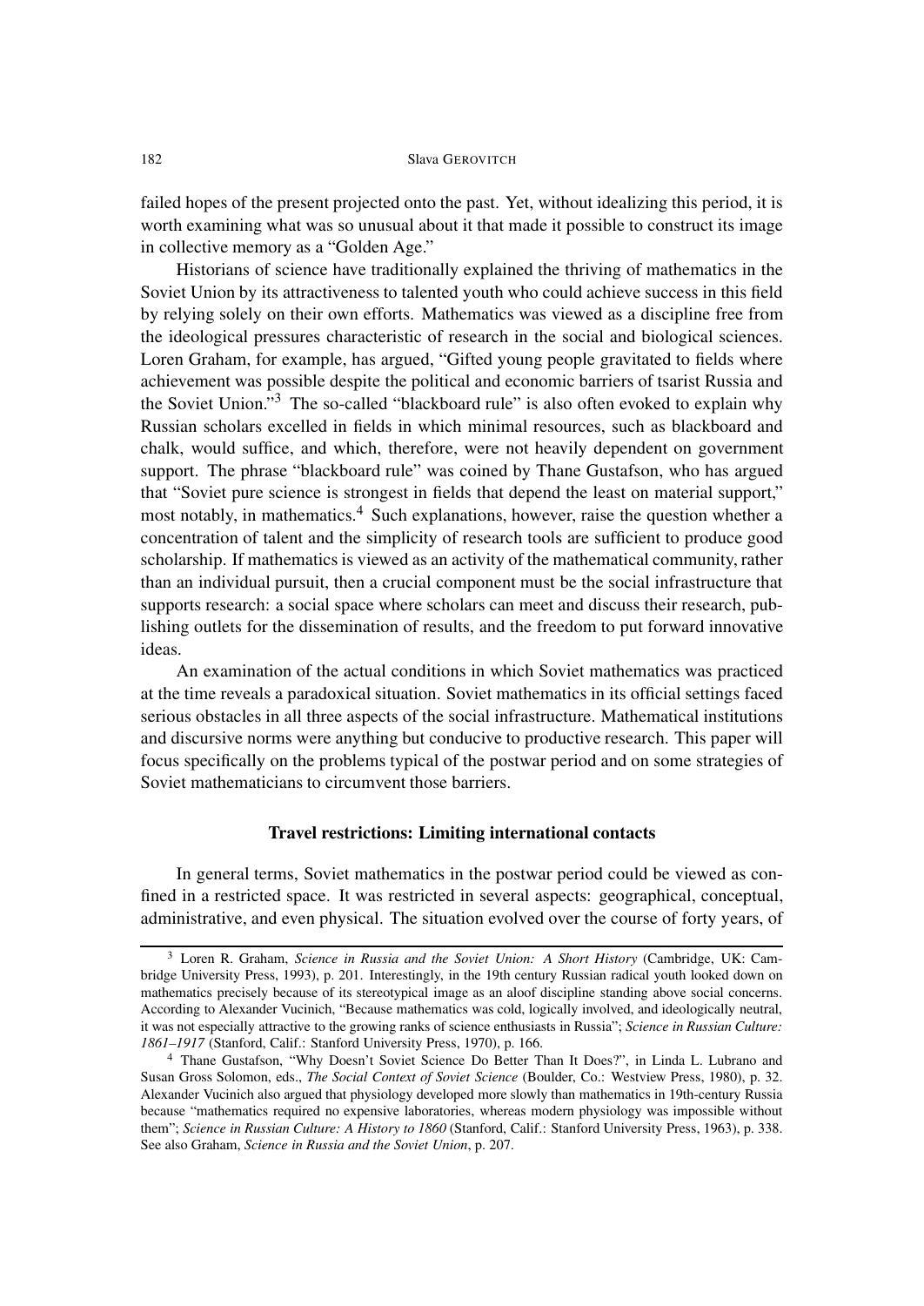failed hopes of the present projected onto the past. Yet, without idealizing this period, it is worth examining what was so unusual about it that made it possible to construct its image in collective memory as a "Golden Age."

Historians of science have traditionally explained the thriving of mathematics in the Soviet Union by its attractiveness to talented youth who could achieve success in this field by relying solely on their own efforts. Mathematics was viewed as a discipline free from the ideological pressures characteristic of research in the social and biological sciences. Loren Graham, for example, has argued, "Gifted young people gravitated to fields where achievement was possible despite the political and economic barriers of tsarist Russia and the Soviet Union."[3] The so-called "blackboard rule" is also often evoked to explain why Russian scholars excelled in fields in which minimal resources, such as blackboard and chalk, would suffice, and which, therefore, were not heavily dependent on government support. The phrase "blackboard rule" was coined by Thane Gustafson, who has argued that "Soviet pure science is strongest in fields that depend the least on material support," most notably, in mathematics.[4] Such explanations, however, raise the question whether a concentration of talent and the simplicity of research tools are sufficient to produce good scholarship. If mathematics is viewed as an activity of the mathematical community, rather than an individual pursuit, then a crucial component must be the social infrastructure that supports research: a social space where scholars can meet and discuss their research, publishing outlets for the dissemination of results, and the freedom to put forward innovative ideas.

An examination of the actual conditions in which Soviet mathematics was practiced at the time reveals a paradoxical situation. Soviet mathematics in its official settings faced serious obstacles in all three aspects of the social infrastructure. Mathematical institutions and discursive norms were anything but conducive to productive research. This paper will focus specifically on the problems typical of the postwar period and on some strategies of Soviet mathematicians to circumvent those barriers.

### Travel restrictions: Limiting international contacts

In general terms, Soviet mathematics in the postwar period could be viewed as confined in a restricted space. It was restricted in several aspects: geographical, conceptual, administrative, and even physical. The situation evolved over the course of forty years, of

---

[3] Loren R. Graham, *Science in Russia and the Soviet Union: A Short History* (Cambridge, UK: Cambridge University Press, 1993), p. 201. Interestingly, in the 19th century Russian radical youth looked down on mathematics precisely because of its stereotypical image as an aloof discipline standing above social concerns. According to Alexander Vucinich, "Because mathematics was cold, logically involved, and ideologically neutral, it was not especially attractive to the growing ranks of science enthusiasts in Russia"; *Science in Russian Culture: 1861–1917* (Stanford, Calif.: Stanford University Press, 1970), p. 166.

[4] Thane Gustafson, "Why Doesn't Soviet Science Do Better Than It Does?", in Linda L. Lubrano and Susan Gross Solomon, eds., *The Social Context of Soviet Science* (Boulder, Co.: Westview Press, 1980), p. 32. Alexander Vucinich also argued that physiology developed more slowly than mathematics in 19th-century Russia because "mathematics required no expensive laboratories, whereas modern physiology was impossible without them"; *Science in Russian Culture: A History to 1860* (Stanford, Calif.: Stanford University Press, 1963), p. 338. See also Graham, *Science in Russia and the Soviet Union*, p. 207.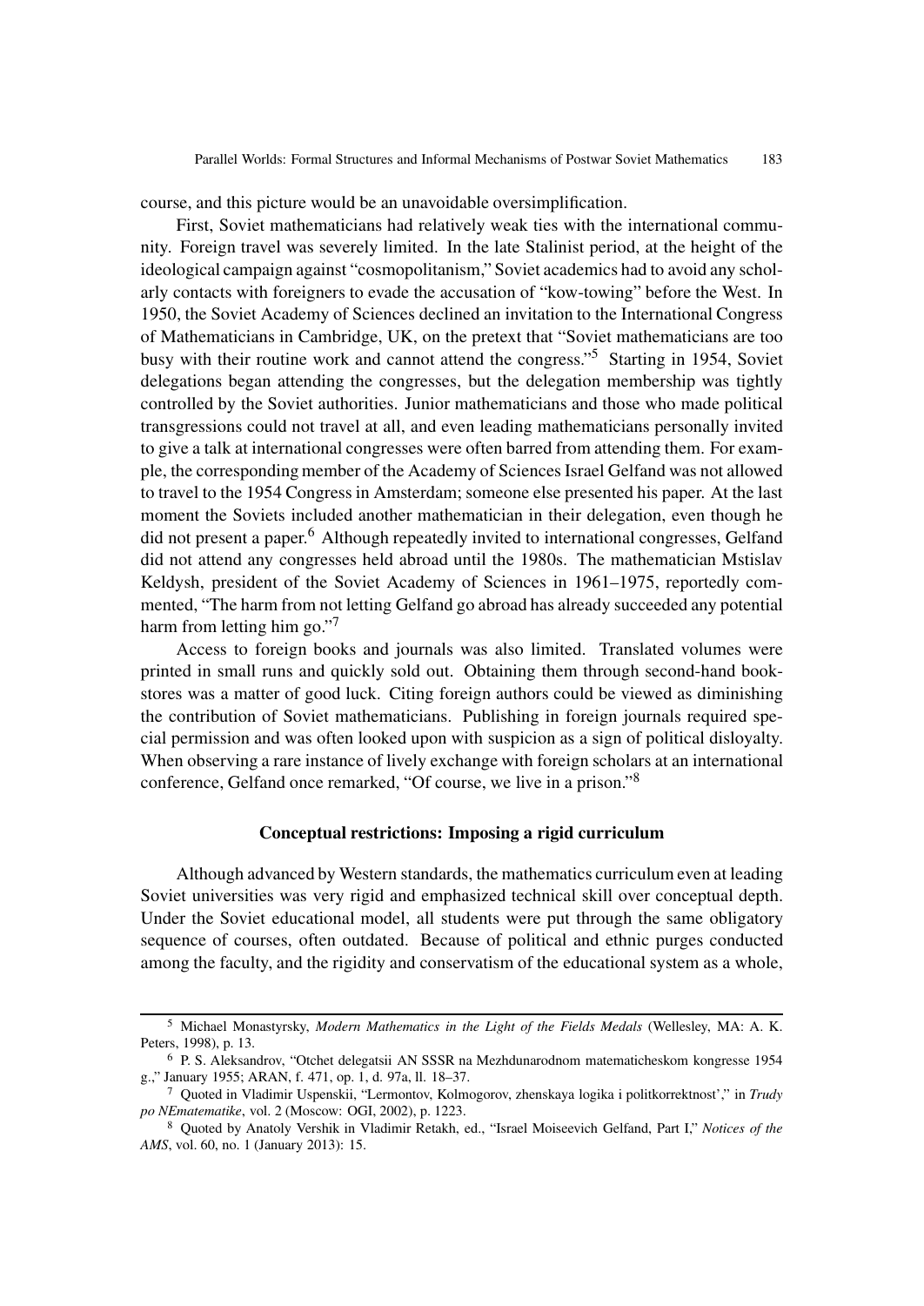course, and this picture would be an unavoidable oversimplification.

First, Soviet mathematicians had relatively weak ties with the international community. Foreign travel was severely limited. In the late Stalinist period, at the height of the ideological campaign against "cosmopolitanism," Soviet academics had to avoid any scholarly contacts with foreigners to evade the accusation of "kow-towing" before the West. In 1950, the Soviet Academy of Sciences declined an invitation to the International Congress of Mathematicians in Cambridge, UK, on the pretext that "Soviet mathematicians are too busy with their routine work and cannot attend the congress."[5] Starting in 1954, Soviet delegations began attending the congresses, but the delegation membership was tightly controlled by the Soviet authorities. Junior mathematicians and those who made political transgressions could not travel at all, and even leading mathematicians personally invited to give a talk at international congresses were often barred from attending them. For example, the corresponding member of the Academy of Sciences Israel Gelfand was not allowed to travel to the 1954 Congress in Amsterdam; someone else presented his paper. At the last moment the Soviets included another mathematician in their delegation, even though he did not present a paper.[6] Although repeatedly invited to international congresses, Gelfand did not attend any congresses held abroad until the 1980s. The mathematician Mstislav Keldysh, president of the Soviet Academy of Sciences in 1961–1975, reportedly commented, "The harm from not letting Gelfand go abroad has already succeeded any potential harm from letting him go."[7]

Access to foreign books and journals was also limited. Translated volumes were printed in small runs and quickly sold out. Obtaining them through second-hand bookstores was a matter of good luck. Citing foreign authors could be viewed as diminishing the contribution of Soviet mathematicians. Publishing in foreign journals required special permission and was often looked upon with suspicion as a sign of political disloyalty. When observing a rare instance of lively exchange with foreign scholars at an international conference, Gelfand once remarked, "Of course, we live in a prison."[8]

## Conceptual restrictions: Imposing a rigid curriculum

Although advanced by Western standards, the mathematics curriculum even at leading Soviet universities was very rigid and emphasized technical skill over conceptual depth. Under the Soviet educational model, all students were put through the same obligatory sequence of courses, often outdated. Because of political and ethnic purges conducted among the faculty, and the rigidity and conservatism of the educational system as a whole,

---

[5] Michael Monastyrsky, *Modern Mathematics in the Light of the Fields Medals* (Wellesley, MA: A. K. Peters, 1998), p. 13.

[6] P. S. Aleksandrov, "Otchet delegatsii AN SSSR na Mezhdunarodnom matematicheskom kongresse 1954 g.," January 1955; ARAN, f. 471, op. 1, d. 97a, ll. 18–37.

[7] Quoted in Vladimir Uspenskii, "Lermontov, Kolmogorov, zhenskaya logika i politkorrektnost'," in *Trudy po NEmatematike*, vol. 2 (Moscow: OGI, 2002), p. 1223.

[8] Quoted by Anatoly Vershik in Vladimir Retakh, ed., "Israel Moiseevich Gelfand, Part I," *Notices of the AMS*, vol. 60, no. 1 (January 2013): 15.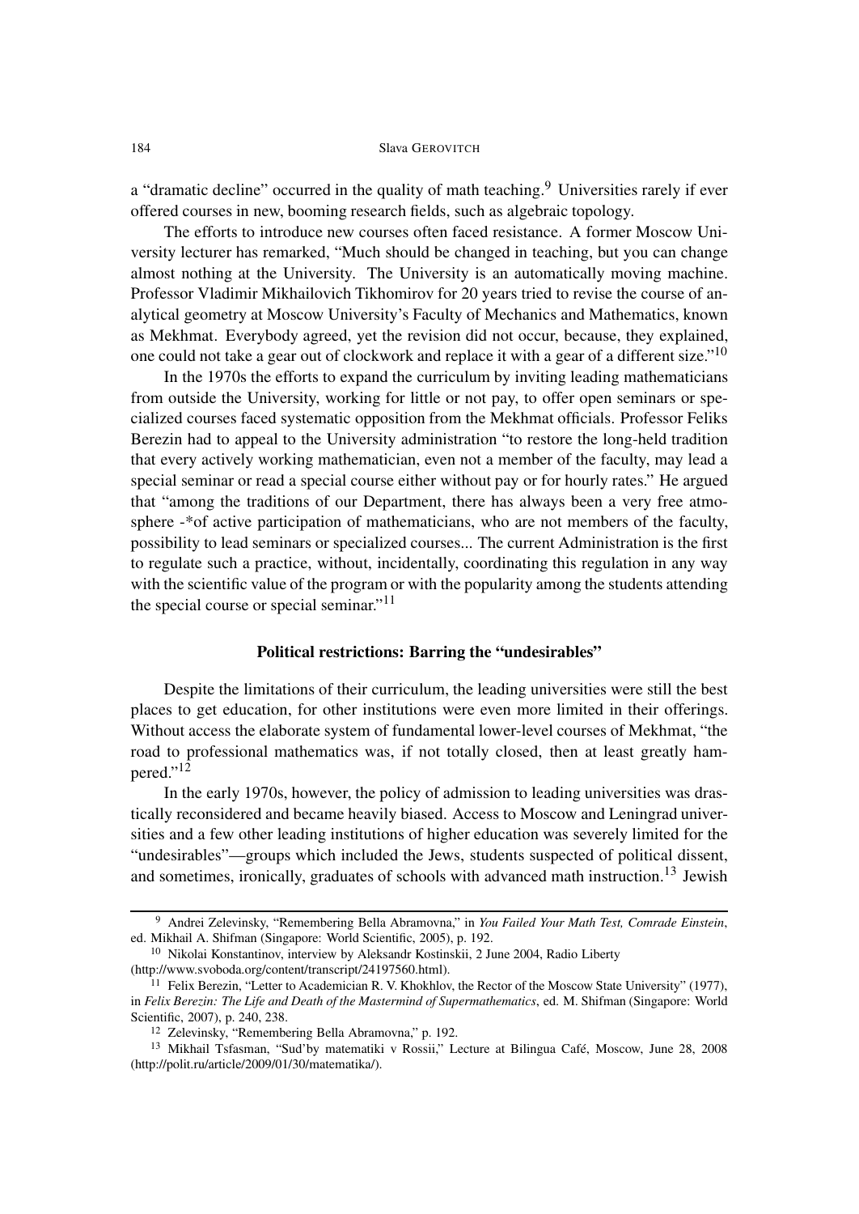a "dramatic decline" occurred in the quality of math teaching.[9] Universities rarely if ever offered courses in new, booming research fields, such as algebraic topology.

The efforts to introduce new courses often faced resistance. A former Moscow University lecturer has remarked, "Much should be changed in teaching, but you can change almost nothing at the University. The University is an automatically moving machine. Professor Vladimir Mikhailovich Tikhomirov for 20 years tried to revise the course of analytical geometry at Moscow University's Faculty of Mechanics and Mathematics, known as Mekhmat. Everybody agreed, yet the revision did not occur, because, they explained, one could not take a gear out of clockwork and replace it with a gear of a different size."[10]

In the 1970s the efforts to expand the curriculum by inviting leading mathematicians from outside the University, working for little or not pay, to offer open seminars or specialized courses faced systematic opposition from the Mekhmat officials. Professor Feliks Berezin had to appeal to the University administration "to restore the long-held tradition that every actively working mathematician, even not a member of the faculty, may lead a special seminar or read a special course either without pay or for hourly rates." He argued that "among the traditions of our Department, there has always been a very free atmosphere -*of active participation of mathematicians, who are not members of the faculty, possibility to lead seminars or specialized courses... The current Administration is the first to regulate such a practice, without, incidentally, coordinating this regulation in any way with the scientific value of the program or with the popularity among the students attending the special course or special seminar."[11]

### Political restrictions: Barring the "undesirables"

Despite the limitations of their curriculum, the leading universities were still the best places to get education, for other institutions were even more limited in their offerings. Without access the elaborate system of fundamental lower-level courses of Mekhmat, "the road to professional mathematics was, if not totally closed, then at least greatly hampered."[12]

In the early 1970s, however, the policy of admission to leading universities was drastically reconsidered and became heavily biased. Access to Moscow and Leningrad universities and a few other leading institutions of higher education was severely limited for the "undesirables"—groups which included the Jews, students suspected of political dissent, and sometimes, ironically, graduates of schools with advanced math instruction.[13] Jewish

---

[9] Andrei Zelevinsky, "Remembering Bella Abramovna," in *You Failed Your Math Test, Comrade Einstein*, ed. Mikhail A. Shifman (Singapore: World Scientific, 2005), p. 192.

[10] Nikolai Konstantinov, interview by Aleksandr Kostinskii, 2 June 2004, Radio Liberty (http://www.svoboda.org/content/transcript/24197560.html).

[11] Felix Berezin, "Letter to Academician R. V. Khokhlov, the Rector of the Moscow State University" (1977), in *Felix Berezin: The Life and Death of the Mastermind of Supermathematics*, ed. M. Shifman (Singapore: World Scientific, 2007), p. 240, 238.

[12] Zelevinsky, "Remembering Bella Abramovna," p. 192.

[13] Mikhail Tsfasman, "Sud'by matematiki v Rossii," Lecture at Bilingua Café, Moscow, June 28, 2008 (http://polit.ru/article/2009/01/30/matematika/).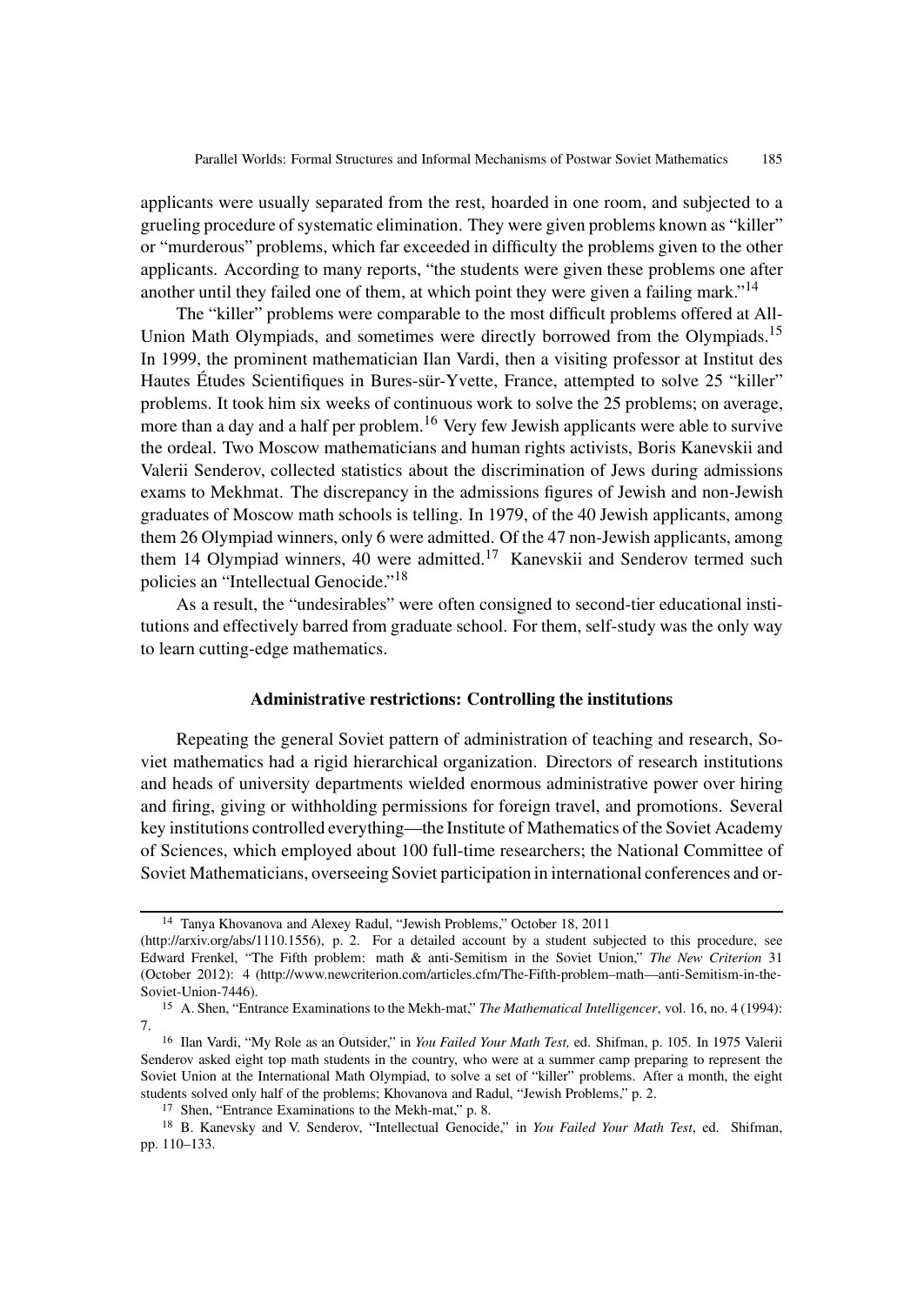applicants were usually separated from the rest, hoarded in one room, and subjected to a grueling procedure of systematic elimination. They were given problems known as "killer" or "murderous" problems, which far exceeded in difficulty the problems given to the other applicants. According to many reports, "the students were given these problems one after another until they failed one of them, at which point they were given a failing mark."[14]

The "killer" problems were comparable to the most difficult problems offered at All-Union Math Olympiads, and sometimes were directly borrowed from the Olympiads.[15] In 1999, the prominent mathematician Ilan Vardi, then a visiting professor at Institut des Hautes Études Scientifiques in Bures-sür-Yvette, France, attempted to solve 25 "killer" problems. It took him six weeks of continuous work to solve the 25 problems; on average, more than a day and a half per problem.[16] Very few Jewish applicants were able to survive the ordeal. Two Moscow mathematicians and human rights activists, Boris Kanevskii and Valerii Senderov, collected statistics about the discrimination of Jews during admissions exams to Mekhmat. The discrepancy in the admissions figures of Jewish and non-Jewish graduates of Moscow math schools is telling. In 1979, of the 40 Jewish applicants, among them 26 Olympiad winners, only 6 were admitted. Of the 47 non-Jewish applicants, among them 14 Olympiad winners, 40 were admitted.[17] Kanevskii and Senderov termed such policies an "Intellectual Genocide."[18]

As a result, the "undesirables" were often consigned to second-tier educational institutions and effectively barred from graduate school. For them, self-study was the only way to learn cutting-edge mathematics.

### Administrative restrictions: Controlling the institutions

Repeating the general Soviet pattern of administration of teaching and research, Soviet mathematics had a rigid hierarchical organization. Directors of research institutions and heads of university departments wielded enormous administrative power over hiring and firing, giving or withholding permissions for foreign travel, and promotions. Several key institutions controlled everything—the Institute of Mathematics of the Soviet Academy of Sciences, which employed about 100 full-time researchers; the National Committee of Soviet Mathematicians, overseeing Soviet participation in international conferences and or-

---

[14] Tanya Khovanova and Alexey Radul, "Jewish Problems," October 18, 2011 (http://arxiv.org/abs/1110.1556), p. 2. For a detailed account by a student subjected to this procedure, see Edward Frenkel, "The Fifth problem: math & anti-Semitism in the Soviet Union," *The New Criterion* 31 (October 2012): 4 (http://www.newcriterion.com/articles.cfm/The-Fifth-problem–math—anti-Semitism-in-the-Soviet-Union-7446).

[15] A. Shen, "Entrance Examinations to the Mekh-mat," *The Mathematical Intelligencer*, vol. 16, no. 4 (1994): 7.

[16] Ilan Vardi, "My Role as an Outsider," in *You Failed Your Math Test,* ed. Shifman, p. 105. In 1975 Valerii Senderov asked eight top math students in the country, who were at a summer camp preparing to represent the Soviet Union at the International Math Olympiad, to solve a set of "killer" problems. After a month, the eight students solved only half of the problems; Khovanova and Radul, "Jewish Problems," p. 2.

[17] Shen, "Entrance Examinations to the Mekh-mat," p. 8.

[18] B. Kanevsky and V. Senderov, "Intellectual Genocide," in *You Failed Your Math Test*, ed. Shifman, pp. 110–133.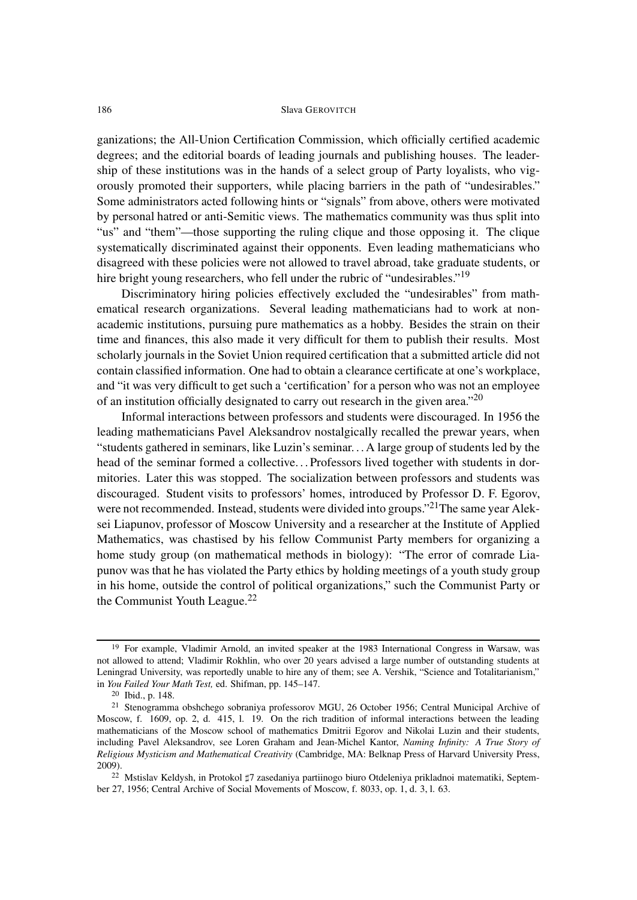ganizations; the All-Union Certification Commission, which officially certified academic degrees; and the editorial boards of leading journals and publishing houses. The leadership of these institutions was in the hands of a select group of Party loyalists, who vigorously promoted their supporters, while placing barriers in the path of "undesirables." Some administrators acted following hints or "signals" from above, others were motivated by personal hatred or anti-Semitic views. The mathematics community was thus split into "us" and "them"—those supporting the ruling clique and those opposing it. The clique systematically discriminated against their opponents. Even leading mathematicians who disagreed with these policies were not allowed to travel abroad, take graduate students, or hire bright young researchers, who fell under the rubric of "undesirables."[19]

Discriminatory hiring policies effectively excluded the "undesirables" from mathematical research organizations. Several leading mathematicians had to work at non-academic institutions, pursuing pure mathematics as a hobby. Besides the strain on their time and finances, this also made it very difficult for them to publish their results. Most scholarly journals in the Soviet Union required certification that a submitted article did not contain classified information. One had to obtain a clearance certificate at one's workplace, and "it was very difficult to get such a 'certification' for a person who was not an employee of an institution officially designated to carry out research in the given area."[20]

Informal interactions between professors and students were discouraged. In 1956 the leading mathematicians Pavel Aleksandrov nostalgically recalled the prewar years, when "students gathered in seminars, like Luzin's seminar… A large group of students led by the head of the seminar formed a collective… Professors lived together with students in dormitories. Later this was stopped. The socialization between professors and students was discouraged. Student visits to professors' homes, introduced by Professor D. F. Egorov, were not recommended. Instead, students were divided into groups."[21]The same year Aleksei Liapunov, professor of Moscow University and a researcher at the Institute of Applied Mathematics, was chastised by his fellow Communist Party members for organizing a home study group (on mathematical methods in biology): "The error of comrade Liapunov was that he has violated the Party ethics by holding meetings of a youth study group in his home, outside the control of political organizations," such the Communist Party or the Communist Youth League.[22]

---

[19] For example, Vladimir Arnold, an invited speaker at the 1983 International Congress in Warsaw, was not allowed to attend; Vladimir Rokhlin, who over 20 years advised a large number of outstanding students at Leningrad University, was reportedly unable to hire any of them; see A. Vershik, "Science and Totalitarianism," in *You Failed Your Math Test,* ed. Shifman, pp. 145–147.

[20] Ibid., p. 148.

[21] Stenogramma obshchego sobraniya professorov MGU, 26 October 1956; Central Municipal Archive of Moscow, f. 1609, op. 2, d. 415, l. 19. On the rich tradition of informal interactions between the leading mathematicians of the Moscow school of mathematics Dmitrii Egorov and Nikolai Luzin and their students, including Pavel Aleksandrov, see Loren Graham and Jean-Michel Kantor, *Naming Infinity: A True Story of Religious Mysticism and Mathematical Creativity* (Cambridge, MA: Belknap Press of Harvard University Press, 2009).

[22] Mstislav Keldysh, in Protokol ♯7 zasedaniya partiinogo biuro Otdeleniya prikladnoi matematiki, September 27, 1956; Central Archive of Social Movements of Moscow, f. 8033, op. 1, d. 3, l. 63.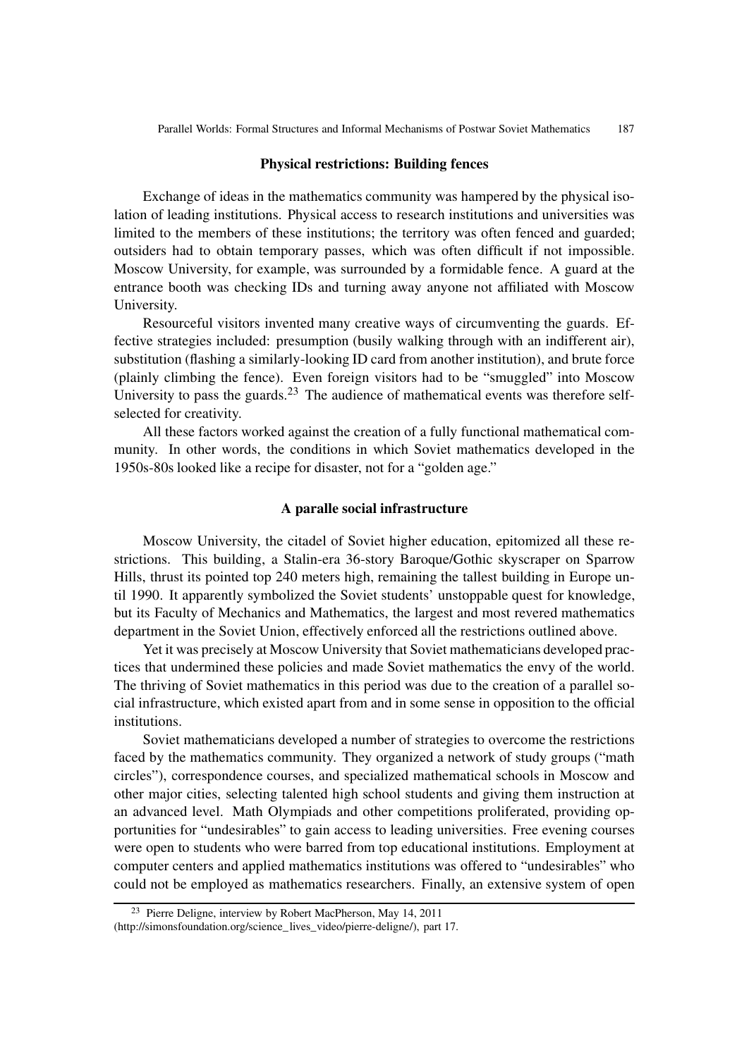### Physical restrictions: Building fences

Exchange of ideas in the mathematics community was hampered by the physical isolation of leading institutions. Physical access to research institutions and universities was limited to the members of these institutions; the territory was often fenced and guarded; outsiders had to obtain temporary passes, which was often difficult if not impossible. Moscow University, for example, was surrounded by a formidable fence. A guard at the entrance booth was checking IDs and turning away anyone not affiliated with Moscow University.

Resourceful visitors invented many creative ways of circumventing the guards. Effective strategies included: presumption (busily walking through with an indifferent air), substitution (flashing a similarly-looking ID card from another institution), and brute force (plainly climbing the fence). Even foreign visitors had to be "smuggled" into Moscow University to pass the guards.[23] The audience of mathematical events was therefore self-selected for creativity.

All these factors worked against the creation of a fully functional mathematical community. In other words, the conditions in which Soviet mathematics developed in the 1950s-80s looked like a recipe for disaster, not for a "golden age."

### A paralle social infrastructure

Moscow University, the citadel of Soviet higher education, epitomized all these restrictions. This building, a Stalin-era 36-story Baroque/Gothic skyscraper on Sparrow Hills, thrust its pointed top 240 meters high, remaining the tallest building in Europe until 1990. It apparently symbolized the Soviet students' unstoppable quest for knowledge, but its Faculty of Mechanics and Mathematics, the largest and most revered mathematics department in the Soviet Union, effectively enforced all the restrictions outlined above.

Yet it was precisely at Moscow University that Soviet mathematicians developed practices that undermined these policies and made Soviet mathematics the envy of the world. The thriving of Soviet mathematics in this period was due to the creation of a parallel social infrastructure, which existed apart from and in some sense in opposition to the official institutions.

Soviet mathematicians developed a number of strategies to overcome the restrictions faced by the mathematics community. They organized a network of study groups ("math circles"), correspondence courses, and specialized mathematical schools in Moscow and other major cities, selecting talented high school students and giving them instruction at an advanced level. Math Olympiads and other competitions proliferated, providing opportunities for "undesirables" to gain access to leading universities. Free evening courses were open to students who were barred from top educational institutions. Employment at computer centers and applied mathematics institutions was offered to "undesirables" who could not be employed as mathematics researchers. Finally, an extensive system of open

---

[23] Pierre Deligne, interview by Robert MacPherson, May 14, 2011 (http://simonsfoundation.org/science_lives_video/pierre-deligne/), part 17.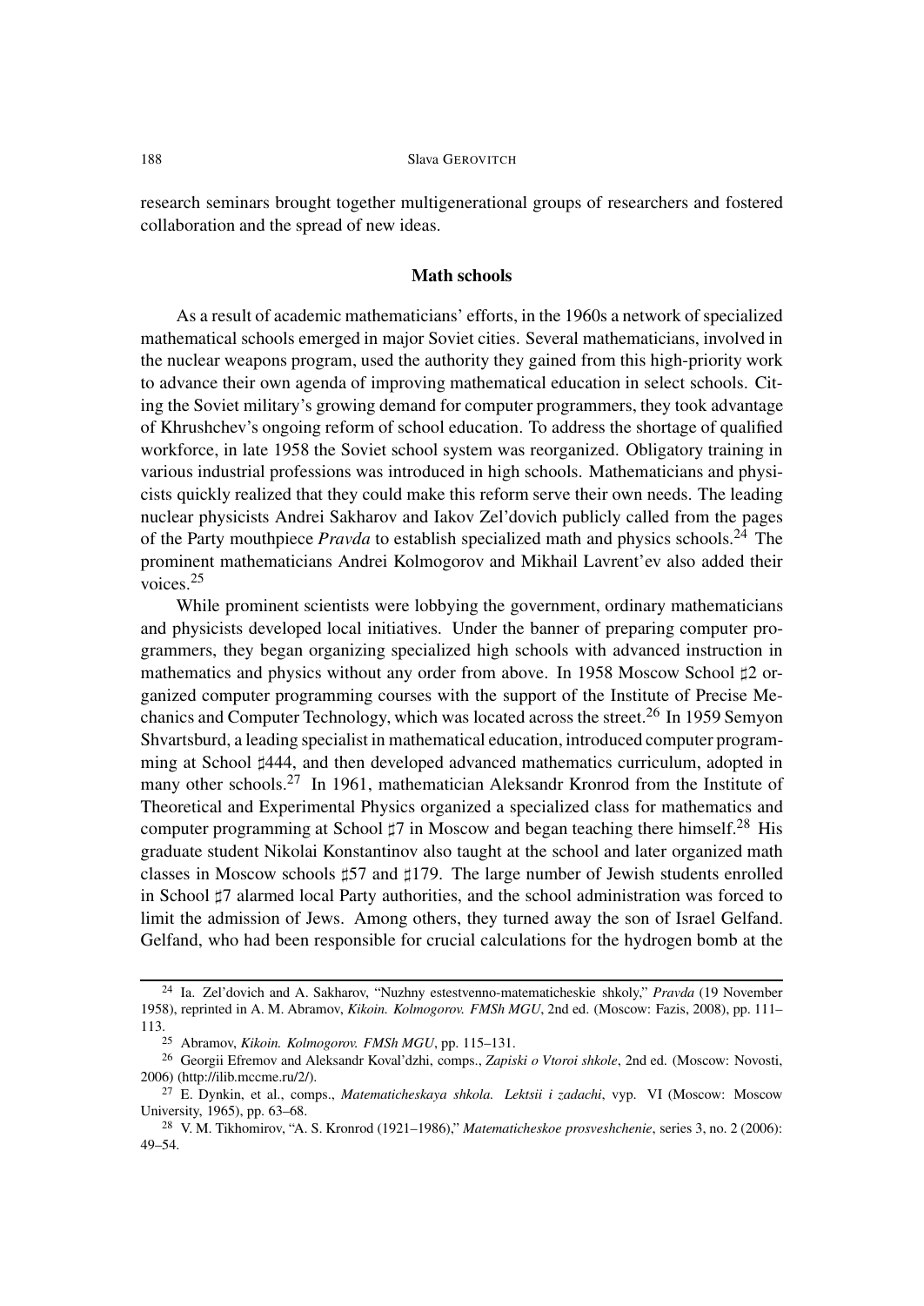research seminars brought together multigenerational groups of researchers and fostered collaboration and the spread of new ideas.

## Math schools

As a result of academic mathematicians' efforts, in the 1960s a network of specialized mathematical schools emerged in major Soviet cities. Several mathematicians, involved in the nuclear weapons program, used the authority they gained from this high-priority work to advance their own agenda of improving mathematical education in select schools. Citing the Soviet military's growing demand for computer programmers, they took advantage of Khrushchev's ongoing reform of school education. To address the shortage of qualified workforce, in late 1958 the Soviet school system was reorganized. Obligatory training in various industrial professions was introduced in high schools. Mathematicians and physicists quickly realized that they could make this reform serve their own needs. The leading nuclear physicists Andrei Sakharov and Iakov Zel'dovich publicly called from the pages of the Party mouthpiece *Pravda* to establish specialized math and physics schools.[24] The prominent mathematicians Andrei Kolmogorov and Mikhail Lavrent'ev also added their voices.[25]

While prominent scientists were lobbying the government, ordinary mathematicians and physicists developed local initiatives. Under the banner of preparing computer programmers, they began organizing specialized high schools with advanced instruction in mathematics and physics without any order from above. In 1958 Moscow School ♯2 organized computer programming courses with the support of the Institute of Precise Mechanics and Computer Technology, which was located across the street.[26] In 1959 Semyon Shvartsburd, a leading specialist in mathematical education, introduced computer programming at School ♯444, and then developed advanced mathematics curriculum, adopted in many other schools.[27] In 1961, mathematician Aleksandr Kronrod from the Institute of Theoretical and Experimental Physics organized a specialized class for mathematics and computer programming at School ♯7 in Moscow and began teaching there himself.[28] His graduate student Nikolai Konstantinov also taught at the school and later organized math classes in Moscow schools ♯57 and ♯179. The large number of Jewish students enrolled in School ♯7 alarmed local Party authorities, and the school administration was forced to limit the admission of Jews. Among others, they turned away the son of Israel Gelfand. Gelfand, who had been responsible for crucial calculations for the hydrogen bomb at the

---

[24] Ia. Zel'dovich and A. Sakharov, "Nuzhny estestvenno-matematicheskie shkoly," *Pravda* (19 November 1958), reprinted in A. M. Abramov, *Kikoin. Kolmogorov. FMSh MGU*, 2nd ed. (Moscow: Fazis, 2008), pp. 111–113.

[25] Abramov, *Kikoin. Kolmogorov. FMSh MGU*, pp. 115–131.

[26] Georgii Efremov and Aleksandr Koval'dzhi, comps., *Zapiski o Vtoroi shkole*, 2nd ed. (Moscow: Novosti, 2006) (http://ilib.mccme.ru/2/).

[27] E. Dynkin, et al., comps., *Matematicheskaya shkola. Lektsii i zadachi*, vyp. VI (Moscow: Moscow University, 1965), pp. 63–68.

[28] V. M. Tikhomirov, "A. S. Kronrod (1921–1986)," *Matematicheskoe prosveshchenie*, series 3, no. 2 (2006): 49–54.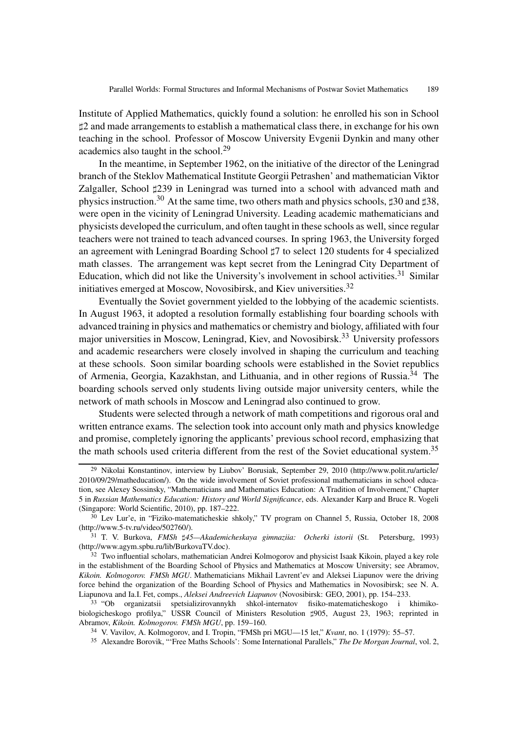Institute of Applied Mathematics, quickly found a solution: he enrolled his son in School ♯2 and made arrangements to establish a mathematical class there, in exchange for his own teaching in the school. Professor of Moscow University Evgenii Dynkin and many other academics also taught in the school.[29]

In the meantime, in September 1962, on the initiative of the director of the Leningrad branch of the Steklov Mathematical Institute Georgii Petrashen' and mathematician Viktor Zalgaller, School ♯239 in Leningrad was turned into a school with advanced math and physics instruction.[30] At the same time, two others math and physics schools, ♯30 and ♯38, were open in the vicinity of Leningrad University. Leading academic mathematicians and physicists developed the curriculum, and often taught in these schools as well, since regular teachers were not trained to teach advanced courses. In spring 1963, the University forged an agreement with Leningrad Boarding School ♯7 to select 120 students for 4 specialized math classes. The arrangement was kept secret from the Leningrad City Department of Education, which did not like the University's involvement in school activities.[31] Similar initiatives emerged at Moscow, Novosibirsk, and Kiev universities.[32]

Eventually the Soviet government yielded to the lobbying of the academic scientists. In August 1963, it adopted a resolution formally establishing four boarding schools with advanced training in physics and mathematics or chemistry and biology, affiliated with four major universities in Moscow, Leningrad, Kiev, and Novosibirsk.[33] University professors and academic researchers were closely involved in shaping the curriculum and teaching at these schools. Soon similar boarding schools were established in the Soviet republics of Armenia, Georgia, Kazakhstan, and Lithuania, and in other regions of Russia.[34] The boarding schools served only students living outside major university centers, while the network of math schools in Moscow and Leningrad also continued to grow.

Students were selected through a network of math competitions and rigorous oral and written entrance exams. The selection took into account only math and physics knowledge and promise, completely ignoring the applicants' previous school record, emphasizing that the math schools used criteria different from the rest of the Soviet educational system.[35]

---

[29] Nikolai Konstantinov, interview by Liubov' Borusiak, September 29, 2010 (http://www.polit.ru/article/2010/09/29/matheducation/). On the wide involvement of Soviet professional mathematicians in school education, see Alexey Sossinsky, "Mathematicians and Mathematics Education: A Tradition of Involvement," Chapter 5 in *Russian Mathematics Education: History and World Significance*, eds. Alexander Karp and Bruce R. Vogeli (Singapore: World Scientific, 2010), pp. 187–222.

[30] Lev Lur'e, in "Fiziko-matematicheskie shkoly," TV program on Channel 5, Russia, October 18, 2008 (http://www.5-tv.ru/video/502760/).

[31] T. V. Burkova, *FMSh ♯45—Akademicheskaya gimnaziia: Ocherki istorii* (St. Petersburg, 1993) (http://www.agym.spbu.ru/lib/BurkovaTV.doc).

[32] Two influential scholars, mathematician Andrei Kolmogorov and physicist Isaak Kikoin, played a key role in the establishment of the Boarding School of Physics and Mathematics at Moscow University; see Abramov, *Kikoin. Kolmogorov. FMSh MGU*. Mathematicians Mikhail Lavrent'ev and Aleksei Liapunov were the driving force behind the organization of the Boarding School of Physics and Mathematics in Novosibirsk; see N. A. Liapunova and Ia.I. Fet, comps., *Aleksei Andreevich Liapunov* (Novosibirsk: GEO, 2001), pp. 154–233.

[33] "Ob organizatsii spetsializirovannykh shkol-internatov fisiko-matematicheskogo i khimiko-biologicheskogo profilya," USSR Council of Ministers Resolution ♯905, August 23, 1963; reprinted in Abramov, *Kikoin. Kolmogorov. FMSh MGU*, pp. 159–160.

[34] V. Vavilov, A. Kolmogorov, and I. Tropin, "FMSh pri MGU—15 let," *Kvant*, no. 1 (1979): 55–57.

[35] Alexandre Borovik, "'Free Maths Schools': Some International Parallels," *The De Morgan Journal*, vol. 2,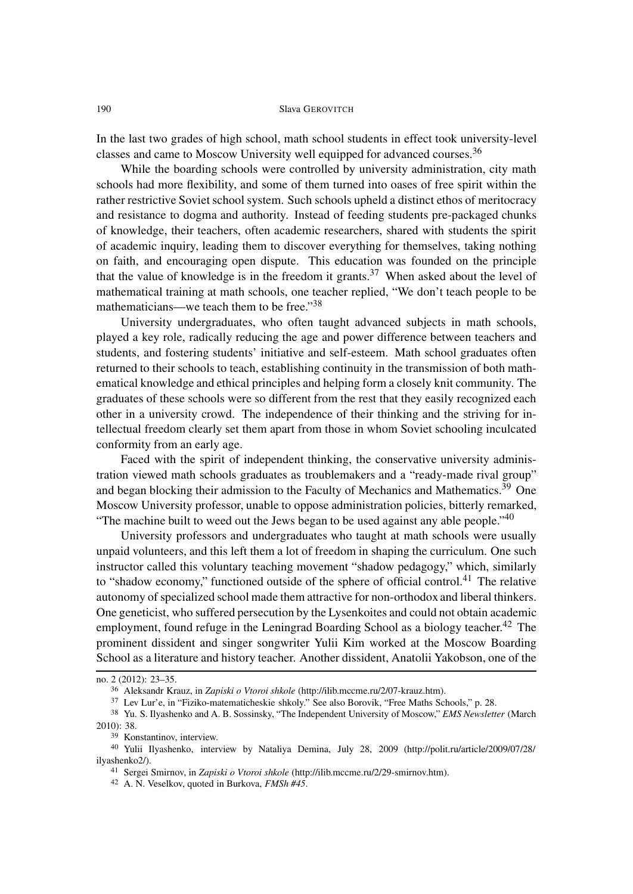In the last two grades of high school, math school students in effect took university-level classes and came to Moscow University well equipped for advanced courses.[36]

While the boarding schools were controlled by university administration, city math schools had more flexibility, and some of them turned into oases of free spirit within the rather restrictive Soviet school system. Such schools upheld a distinct ethos of meritocracy and resistance to dogma and authority. Instead of feeding students pre-packaged chunks of knowledge, their teachers, often academic researchers, shared with students the spirit of academic inquiry, leading them to discover everything for themselves, taking nothing on faith, and encouraging open dispute. This education was founded on the principle that the value of knowledge is in the freedom it grants.[37] When asked about the level of mathematical training at math schools, one teacher replied, "We don't teach people to be mathematicians—we teach them to be free."[38]

University undergraduates, who often taught advanced subjects in math schools, played a key role, radically reducing the age and power difference between teachers and students, and fostering students' initiative and self-esteem. Math school graduates often returned to their schools to teach, establishing continuity in the transmission of both mathematical knowledge and ethical principles and helping form a closely knit community. The graduates of these schools were so different from the rest that they easily recognized each other in a university crowd. The independence of their thinking and the striving for intellectual freedom clearly set them apart from those in whom Soviet schooling inculcated conformity from an early age.

Faced with the spirit of independent thinking, the conservative university administration viewed math schools graduates as troublemakers and a "ready-made rival group" and began blocking their admission to the Faculty of Mechanics and Mathematics.[39] One Moscow University professor, unable to oppose administration policies, bitterly remarked, "The machine built to weed out the Jews began to be used against any able people."[40]

University professors and undergraduates who taught at math schools were usually unpaid volunteers, and this left them a lot of freedom in shaping the curriculum. One such instructor called this voluntary teaching movement "shadow pedagogy," which, similarly to "shadow economy," functioned outside of the sphere of official control.[41] The relative autonomy of specialized school made them attractive for non-orthodox and liberal thinkers. One geneticist, who suffered persecution by the Lysenkoites and could not obtain academic employment, found refuge in the Leningrad Boarding School as a biology teacher.[42] The prominent dissident and singer songwriter Yulii Kim worked at the Moscow Boarding School as a literature and history teacher. Another dissident, Anatolii Yakobson, one of the

---

no. 2 (2012): 23–35.

[36] Aleksandr Krauz, in *Zapiski o Vtoroi shkole* (http://ilib.mccme.ru/2/07-krauz.htm).

[37] Lev Lur'e, in "Fiziko-matematicheskie shkoly." See also Borovik, "Free Maths Schools," p. 28.

[38] Yu. S. Ilyashenko and A. B. Sossinsky, "The Independent University of Moscow," *EMS Newsletter* (March 2010): 38.

[39] Konstantinov, interview.

[40] Yulii Ilyashenko, interview by Nataliya Demina, July 28, 2009 (http://polit.ru/article/2009/07/28/ilyashenko2/).

[41] Sergei Smirnov, in *Zapiski o Vtoroi shkole* (http://ilib.mccme.ru/2/29-smirnov.htm).

[42] A. N. Veselkov, quoted in Burkova, *FMSh #45*.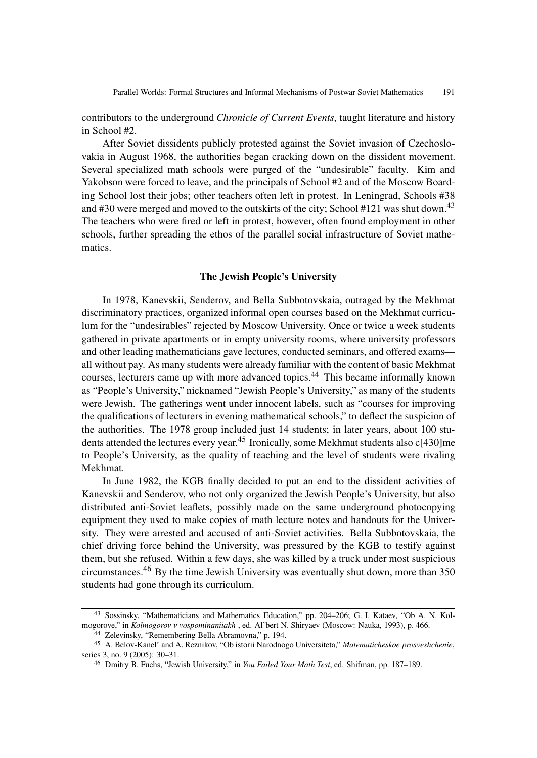contributors to the underground *Chronicle of Current Events*, taught literature and history in School #2.

After Soviet dissidents publicly protested against the Soviet invasion of Czechoslovakia in August 1968, the authorities began cracking down on the dissident movement. Several specialized math schools were purged of the "undesirable" faculty. Kim and Yakobson were forced to leave, and the principals of School #2 and of the Moscow Boarding School lost their jobs; other teachers often left in protest. In Leningrad, Schools #38 and #30 were merged and moved to the outskirts of the city; School #121 was shut down.[43] The teachers who were fired or left in protest, however, often found employment in other schools, further spreading the ethos of the parallel social infrastructure of Soviet mathematics.

## The Jewish People's University

In 1978, Kanevskii, Senderov, and Bella Subbotovskaia, outraged by the Mekhmat discriminatory practices, organized informal open courses based on the Mekhmat curriculum for the "undesirables" rejected by Moscow University. Once or twice a week students gathered in private apartments or in empty university rooms, where university professors and other leading mathematicians gave lectures, conducted seminars, and offered exams—all without pay. As many students were already familiar with the content of basic Mekhmat courses, lecturers came up with more advanced topics.[44] This became informally known as "People's University," nicknamed "Jewish People's University," as many of the students were Jewish. The gatherings went under innocent labels, such as "courses for improving the qualifications of lecturers in evening mathematical schools," to deflect the suspicion of the authorities. The 1978 group included just 14 students; in later years, about 100 students attended the lectures every year.[45] Ironically, some Mekhmat students also c[430]me to People's University, as the quality of teaching and the level of students were rivaling Mekhmat.

In June 1982, the KGB finally decided to put an end to the dissident activities of Kanevskii and Senderov, who not only organized the Jewish People's University, but also distributed anti-Soviet leaflets, possibly made on the same underground photocopying equipment they used to make copies of math lecture notes and handouts for the University. They were arrested and accused of anti-Soviet activities. Bella Subbotovskaia, the chief driving force behind the University, was pressured by the KGB to testify against them, but she refused. Within a few days, she was killed by a truck under most suspicious circumstances.[46] By the time Jewish University was eventually shut down, more than 350 students had gone through its curriculum.

---

43 Sossinsky, "Mathematicians and Mathematics Education," pp. 204–206; G. I. Kataev, "Ob A. N. Kolmogorove," in *Kolmogorov v vospominaniiakh* , ed. Al'bert N. Shiryaev (Moscow: Nauka, 1993), p. 466.

44 Zelevinsky, "Remembering Bella Abramovna," p. 194.

45 A. Belov-Kanel' and A. Reznikov, "Ob istorii Narodnogo Universiteta," *Matematicheskoe prosveshchenie*, series 3, no. 9 (2005): 30–31.

46 Dmitry B. Fuchs, "Jewish University," in *You Failed Your Math Test*, ed. Shifman, pp. 187–189.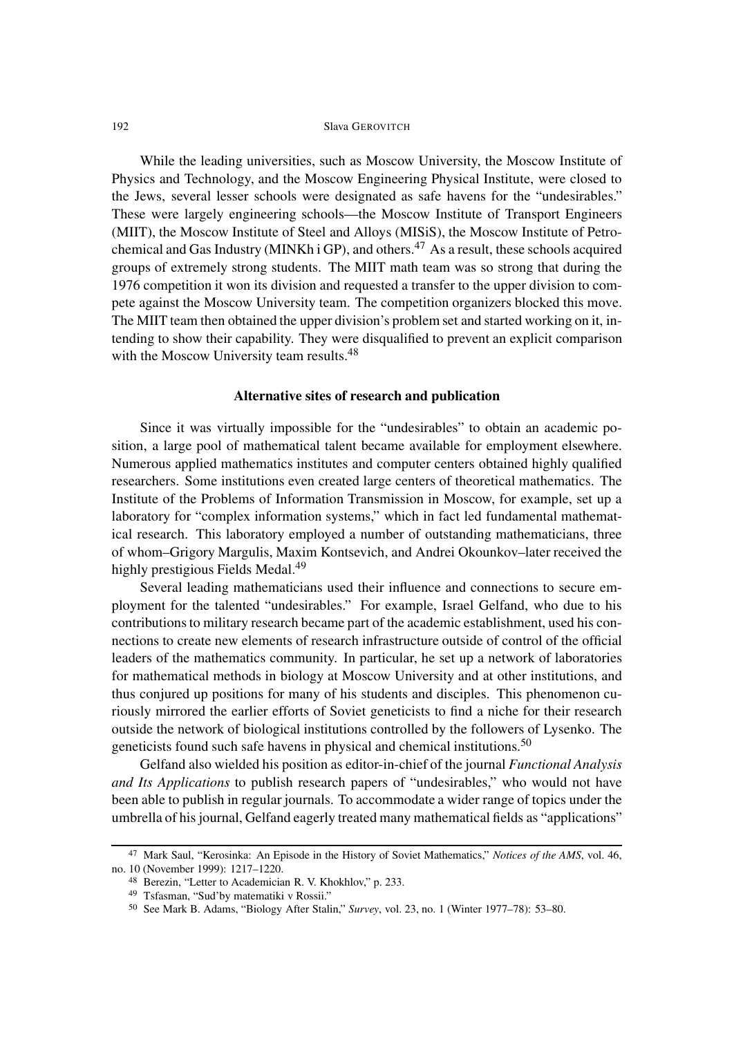While the leading universities, such as Moscow University, the Moscow Institute of Physics and Technology, and the Moscow Engineering Physical Institute, were closed to the Jews, several lesser schools were designated as safe havens for the "undesirables." These were largely engineering schools—the Moscow Institute of Transport Engineers (MIIT), the Moscow Institute of Steel and Alloys (MISiS), the Moscow Institute of Petrochemical and Gas Industry (MINKh i GP), and others.[47] As a result, these schools acquired groups of extremely strong students. The MIIT math team was so strong that during the 1976 competition it won its division and requested a transfer to the upper division to compete against the Moscow University team. The competition organizers blocked this move. The MIIT team then obtained the upper division's problem set and started working on it, intending to show their capability. They were disqualified to prevent an explicit comparison with the Moscow University team results.[48]

### Alternative sites of research and publication

Since it was virtually impossible for the "undesirables" to obtain an academic position, a large pool of mathematical talent became available for employment elsewhere. Numerous applied mathematics institutes and computer centers obtained highly qualified researchers. Some institutions even created large centers of theoretical mathematics. The Institute of the Problems of Information Transmission in Moscow, for example, set up a laboratory for "complex information systems," which in fact led fundamental mathematical research. This laboratory employed a number of outstanding mathematicians, three of whom–Grigory Margulis, Maxim Kontsevich, and Andrei Okounkov–later received the highly prestigious Fields Medal.[49]

Several leading mathematicians used their influence and connections to secure employment for the talented "undesirables." For example, Israel Gelfand, who due to his contributions to military research became part of the academic establishment, used his connections to create new elements of research infrastructure outside of control of the official leaders of the mathematics community. In particular, he set up a network of laboratories for mathematical methods in biology at Moscow University and at other institutions, and thus conjured up positions for many of his students and disciples. This phenomenon curiously mirrored the earlier efforts of Soviet geneticists to find a niche for their research outside the network of biological institutions controlled by the followers of Lysenko. The geneticists found such safe havens in physical and chemical institutions.[50]

Gelfand also wielded his position as editor-in-chief of the journal *Functional Analysis and Its Applications* to publish research papers of "undesirables," who would not have been able to publish in regular journals. To accommodate a wider range of topics under the umbrella of his journal, Gelfand eagerly treated many mathematical fields as "applications"

---

[47] Mark Saul, "Kerosinka: An Episode in the History of Soviet Mathematics," *Notices of the AMS*, vol. 46, no. 10 (November 1999): 1217–1220.

[48] Berezin, "Letter to Academician R. V. Khokhlov," p. 233.

[49] Tsfasman, "Sud'by matematiki v Rossii."

[50] See Mark B. Adams, "Biology After Stalin," *Survey*, vol. 23, no. 1 (Winter 1977–78): 53–80.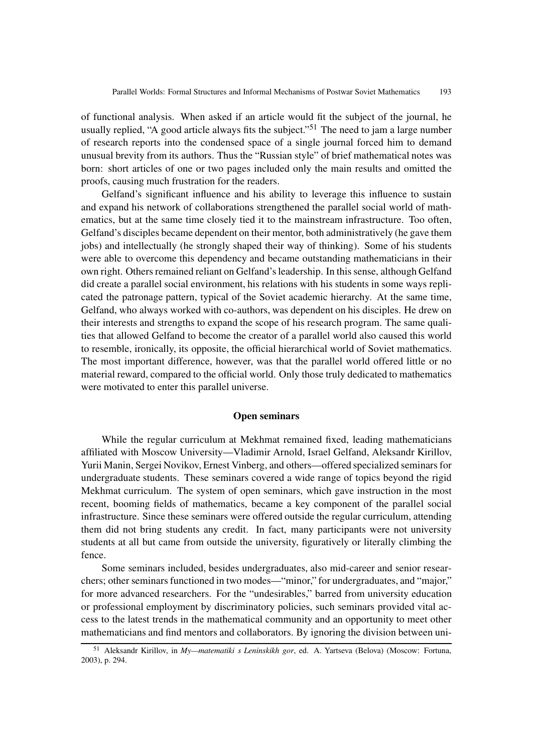of functional analysis. When asked if an article would fit the subject of the journal, he usually replied, "A good article always fits the subject."[51] The need to jam a large number of research reports into the condensed space of a single journal forced him to demand unusual brevity from its authors. Thus the "Russian style" of brief mathematical notes was born: short articles of one or two pages included only the main results and omitted the proofs, causing much frustration for the readers.

Gelfand's significant influence and his ability to leverage this influence to sustain and expand his network of collaborations strengthened the parallel social world of mathematics, but at the same time closely tied it to the mainstream infrastructure. Too often, Gelfand's disciples became dependent on their mentor, both administratively (he gave them jobs) and intellectually (he strongly shaped their way of thinking). Some of his students were able to overcome this dependency and became outstanding mathematicians in their own right. Others remained reliant on Gelfand's leadership. In this sense, although Gelfand did create a parallel social environment, his relations with his students in some ways replicated the patronage pattern, typical of the Soviet academic hierarchy. At the same time, Gelfand, who always worked with co-authors, was dependent on his disciples. He drew on their interests and strengths to expand the scope of his research program. The same qualities that allowed Gelfand to become the creator of a parallel world also caused this world to resemble, ironically, its opposite, the official hierarchical world of Soviet mathematics. The most important difference, however, was that the parallel world offered little or no material reward, compared to the official world. Only those truly dedicated to mathematics were motivated to enter this parallel universe.

## Open seminars

While the regular curriculum at Mekhmat remained fixed, leading mathematicians affiliated with Moscow University—Vladimir Arnold, Israel Gelfand, Aleksandr Kirillov, Yurii Manin, Sergei Novikov, Ernest Vinberg, and others—offered specialized seminars for undergraduate students. These seminars covered a wide range of topics beyond the rigid Mekhmat curriculum. The system of open seminars, which gave instruction in the most recent, booming fields of mathematics, became a key component of the parallel social infrastructure. Since these seminars were offered outside the regular curriculum, attending them did not bring students any credit. In fact, many participants were not university students at all but came from outside the university, figuratively or literally climbing the fence.

Some seminars included, besides undergraduates, also mid-career and senior researchers; other seminars functioned in two modes—"minor," for undergraduates, and "major," for more advanced researchers. For the "undesirables," barred from university education or professional employment by discriminatory policies, such seminars provided vital access to the latest trends in the mathematical community and an opportunity to meet other mathematicians and find mentors and collaborators. By ignoring the division between uni-

[51] Aleksandr Kirillov, in *My—matematiki s Leninskikh gor*, ed. A. Yartseva (Belova) (Moscow: Fortuna, 2003), p. 294.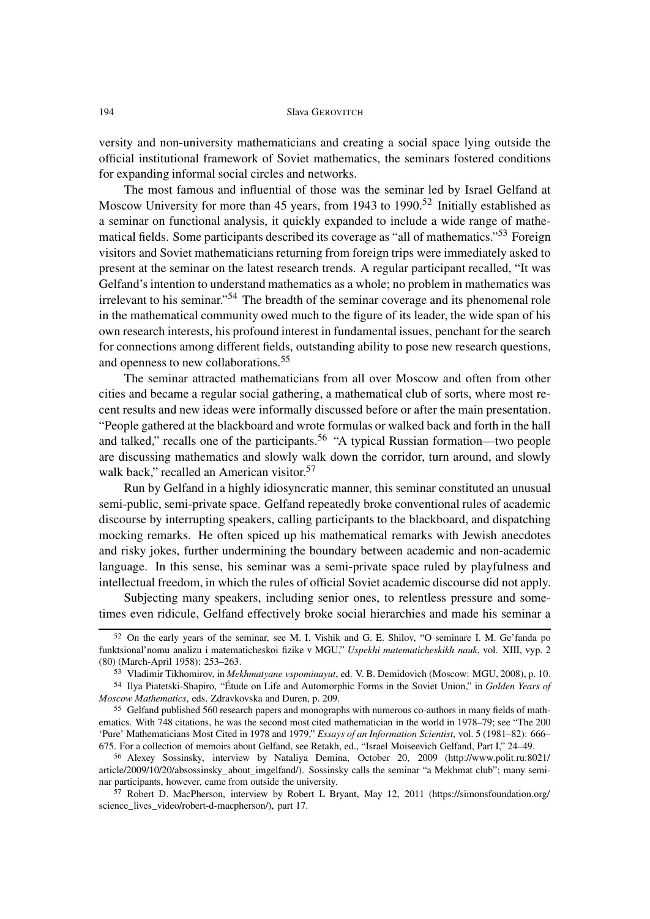versity and non-university mathematicians and creating a social space lying outside the official institutional framework of Soviet mathematics, the seminars fostered conditions for expanding informal social circles and networks.

The most famous and influential of those was the seminar led by Israel Gelfand at Moscow University for more than 45 years, from 1943 to 1990.[52] Initially established as a seminar on functional analysis, it quickly expanded to include a wide range of mathematical fields. Some participants described its coverage as "all of mathematics."[53] Foreign visitors and Soviet mathematicians returning from foreign trips were immediately asked to present at the seminar on the latest research trends. A regular participant recalled, "It was Gelfand's intention to understand mathematics as a whole; no problem in mathematics was irrelevant to his seminar."[54] The breadth of the seminar coverage and its phenomenal role in the mathematical community owed much to the figure of its leader, the wide span of his own research interests, his profound interest in fundamental issues, penchant for the search for connections among different fields, outstanding ability to pose new research questions, and openness to new collaborations.[55]

The seminar attracted mathematicians from all over Moscow and often from other cities and became a regular social gathering, a mathematical club of sorts, where most recent results and new ideas were informally discussed before or after the main presentation. "People gathered at the blackboard and wrote formulas or walked back and forth in the hall and talked," recalls one of the participants.[56] "A typical Russian formation—two people are discussing mathematics and slowly walk down the corridor, turn around, and slowly walk back," recalled an American visitor.[57]

Run by Gelfand in a highly idiosyncratic manner, this seminar constituted an unusual semi-public, semi-private space. Gelfand repeatedly broke conventional rules of academic discourse by interrupting speakers, calling participants to the blackboard, and dispatching mocking remarks. He often spiced up his mathematical remarks with Jewish anecdotes and risky jokes, further undermining the boundary between academic and non-academic language. In this sense, his seminar was a semi-private space ruled by playfulness and intellectual freedom, in which the rules of official Soviet academic discourse did not apply.

Subjecting many speakers, including senior ones, to relentless pressure and sometimes even ridicule, Gelfand effectively broke social hierarchies and made his seminar a

---

[52] On the early years of the seminar, see M. I. Vishik and G. E. Shilov, "O seminare I. M. Ge'fanda po funktsional'nomu analizu i matematicheskoi fizike v MGU," *Uspekhi matematicheskikh nauk*, vol. XIII, vyp. 2 (80) (March-April 1958): 253–263.

[53] Vladimir Tikhomirov, in *Mekhmatyane vspominayut*, ed. V. B. Demidovich (Moscow: MGU, 2008), p. 10.

[54] Ilya Piatetski-Shapiro, "Étude on Life and Automorphic Forms in the Soviet Union," in *Golden Years of Moscow Mathematics*, eds. Zdravkovska and Duren, p. 209.

[55] Gelfand published 560 research papers and monographs with numerous co-authors in many fields of mathematics. With 748 citations, he was the second most cited mathematician in the world in 1978–79; see "The 200 'Pure' Mathematicians Most Cited in 1978 and 1979," *Essays of an Information Scientist*, vol. 5 (1981–82): 666–675. For a collection of memoirs about Gelfand, see Retakh, ed., "Israel Moiseevich Gelfand, Part I," 24–49.

[56] Alexey Sossinsky, interview by Nataliya Demina, October 20, 2009 (http://www.polit.ru:8021/article/2009/10/20/absossinsky_about_imgelfand/). Sossinsky calls the seminar "a Mekhmat club"; many seminar participants, however, came from outside the university.

[57] Robert D. MacPherson, interview by Robert L Bryant, May 12, 2011 (https://simonsfoundation.org/science_lives_video/robert-d-macpherson/), part 17.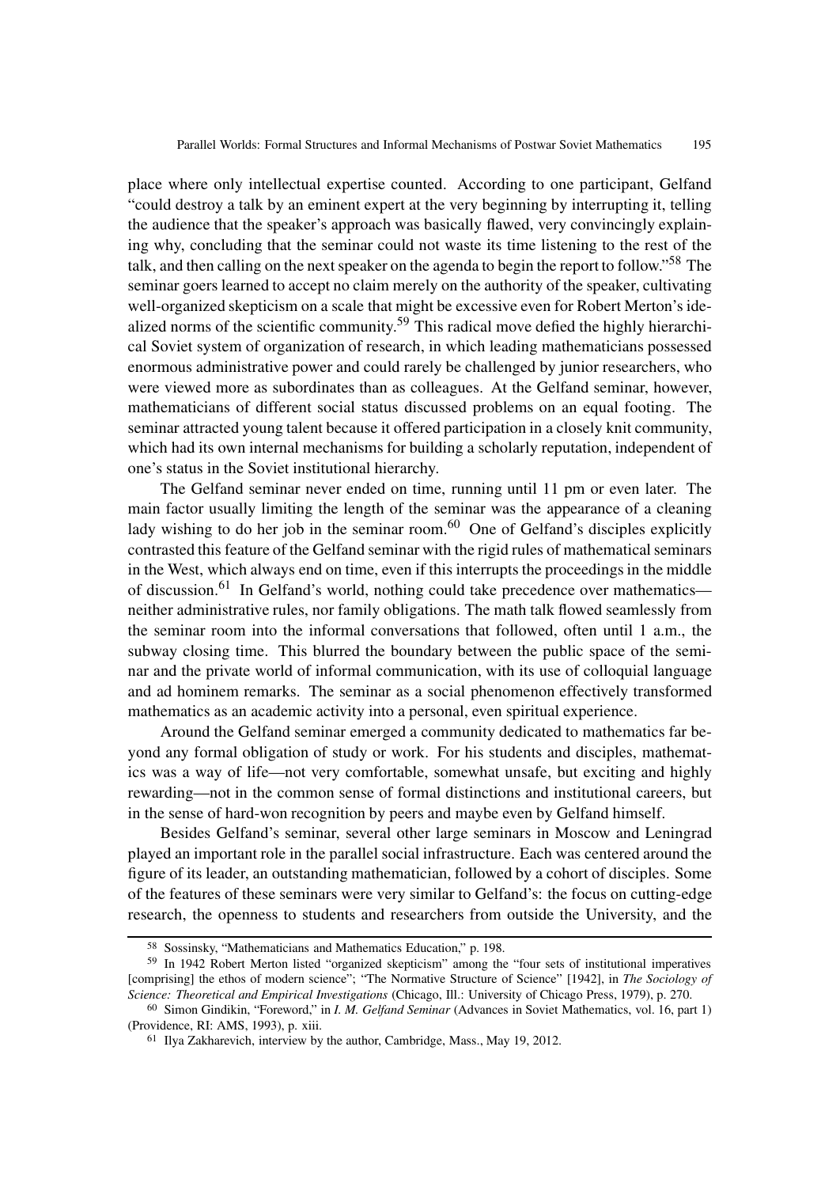place where only intellectual expertise counted. According to one participant, Gelfand "could destroy a talk by an eminent expert at the very beginning by interrupting it, telling the audience that the speaker's approach was basically flawed, very convincingly explaining why, concluding that the seminar could not waste its time listening to the rest of the talk, and then calling on the next speaker on the agenda to begin the report to follow."[58] The seminar goers learned to accept no claim merely on the authority of the speaker, cultivating well-organized skepticism on a scale that might be excessive even for Robert Merton's idealized norms of the scientific community.[59] This radical move defied the highly hierarchical Soviet system of organization of research, in which leading mathematicians possessed enormous administrative power and could rarely be challenged by junior researchers, who were viewed more as subordinates than as colleagues. At the Gelfand seminar, however, mathematicians of different social status discussed problems on an equal footing. The seminar attracted young talent because it offered participation in a closely knit community, which had its own internal mechanisms for building a scholarly reputation, independent of one's status in the Soviet institutional hierarchy.

The Gelfand seminar never ended on time, running until 11 pm or even later. The main factor usually limiting the length of the seminar was the appearance of a cleaning lady wishing to do her job in the seminar room.[60] One of Gelfand's disciples explicitly contrasted this feature of the Gelfand seminar with the rigid rules of mathematical seminars in the West, which always end on time, even if this interrupts the proceedings in the middle of discussion.[61] In Gelfand's world, nothing could take precedence over mathematics—neither administrative rules, nor family obligations. The math talk flowed seamlessly from the seminar room into the informal conversations that followed, often until 1 a.m., the subway closing time. This blurred the boundary between the public space of the seminar and the private world of informal communication, with its use of colloquial language and ad hominem remarks. The seminar as a social phenomenon effectively transformed mathematics as an academic activity into a personal, even spiritual experience.

Around the Gelfand seminar emerged a community dedicated to mathematics far beyond any formal obligation of study or work. For his students and disciples, mathematics was a way of life—not very comfortable, somewhat unsafe, but exciting and highly rewarding—not in the common sense of formal distinctions and institutional careers, but in the sense of hard-won recognition by peers and maybe even by Gelfand himself.

Besides Gelfand's seminar, several other large seminars in Moscow and Leningrad played an important role in the parallel social infrastructure. Each was centered around the figure of its leader, an outstanding mathematician, followed by a cohort of disciples. Some of the features of these seminars were very similar to Gelfand's: the focus on cutting-edge research, the openness to students and researchers from outside the University, and the

---

[58] Sossinsky, "Mathematicians and Mathematics Education," p. 198.

[59] In 1942 Robert Merton listed "organized skepticism" among the "four sets of institutional imperatives [comprising] the ethos of modern science"; "The Normative Structure of Science" [1942], in *The Sociology of Science: Theoretical and Empirical Investigations* (Chicago, Ill.: University of Chicago Press, 1979), p. 270.

[60] Simon Gindikin, "Foreword," in *I. M. Gelfand Seminar* (Advances in Soviet Mathematics, vol. 16, part 1) (Providence, RI: AMS, 1993), p. xiii.

[61] Ilya Zakharevich, interview by the author, Cambridge, Mass., May 19, 2012.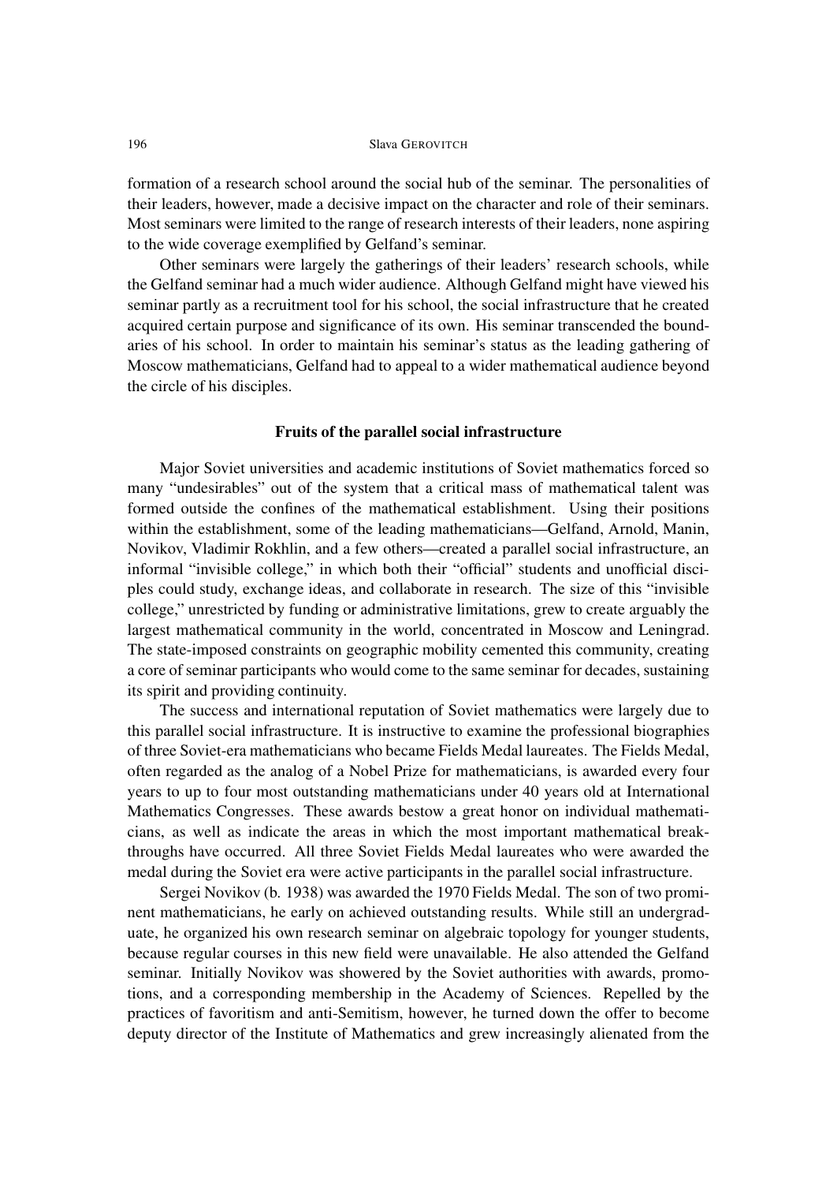formation of a research school around the social hub of the seminar. The personalities of their leaders, however, made a decisive impact on the character and role of their seminars. Most seminars were limited to the range of research interests of their leaders, none aspiring to the wide coverage exemplified by Gelfand's seminar.

Other seminars were largely the gatherings of their leaders' research schools, while the Gelfand seminar had a much wider audience. Although Gelfand might have viewed his seminar partly as a recruitment tool for his school, the social infrastructure that he created acquired certain purpose and significance of its own. His seminar transcended the boundaries of his school. In order to maintain his seminar's status as the leading gathering of Moscow mathematicians, Gelfand had to appeal to a wider mathematical audience beyond the circle of his disciples.

### Fruits of the parallel social infrastructure

Major Soviet universities and academic institutions of Soviet mathematics forced so many "undesirables" out of the system that a critical mass of mathematical talent was formed outside the confines of the mathematical establishment. Using their positions within the establishment, some of the leading mathematicians—Gelfand, Arnold, Manin, Novikov, Vladimir Rokhlin, and a few others—created a parallel social infrastructure, an informal "invisible college," in which both their "official" students and unofficial disciples could study, exchange ideas, and collaborate in research. The size of this "invisible college," unrestricted by funding or administrative limitations, grew to create arguably the largest mathematical community in the world, concentrated in Moscow and Leningrad. The state-imposed constraints on geographic mobility cemented this community, creating a core of seminar participants who would come to the same seminar for decades, sustaining its spirit and providing continuity.

The success and international reputation of Soviet mathematics were largely due to this parallel social infrastructure. It is instructive to examine the professional biographies of three Soviet-era mathematicians who became Fields Medal laureates. The Fields Medal, often regarded as the analog of a Nobel Prize for mathematicians, is awarded every four years to up to four most outstanding mathematicians under 40 years old at International Mathematics Congresses. These awards bestow a great honor on individual mathematicians, as well as indicate the areas in which the most important mathematical breakthroughs have occurred. All three Soviet Fields Medal laureates who were awarded the medal during the Soviet era were active participants in the parallel social infrastructure.

Sergei Novikov (b. 1938) was awarded the 1970 Fields Medal. The son of two prominent mathematicians, he early on achieved outstanding results. While still an undergraduate, he organized his own research seminar on algebraic topology for younger students, because regular courses in this new field were unavailable. He also attended the Gelfand seminar. Initially Novikov was showered by the Soviet authorities with awards, promotions, and a corresponding membership in the Academy of Sciences. Repelled by the practices of favoritism and anti-Semitism, however, he turned down the offer to become deputy director of the Institute of Mathematics and grew increasingly alienated from the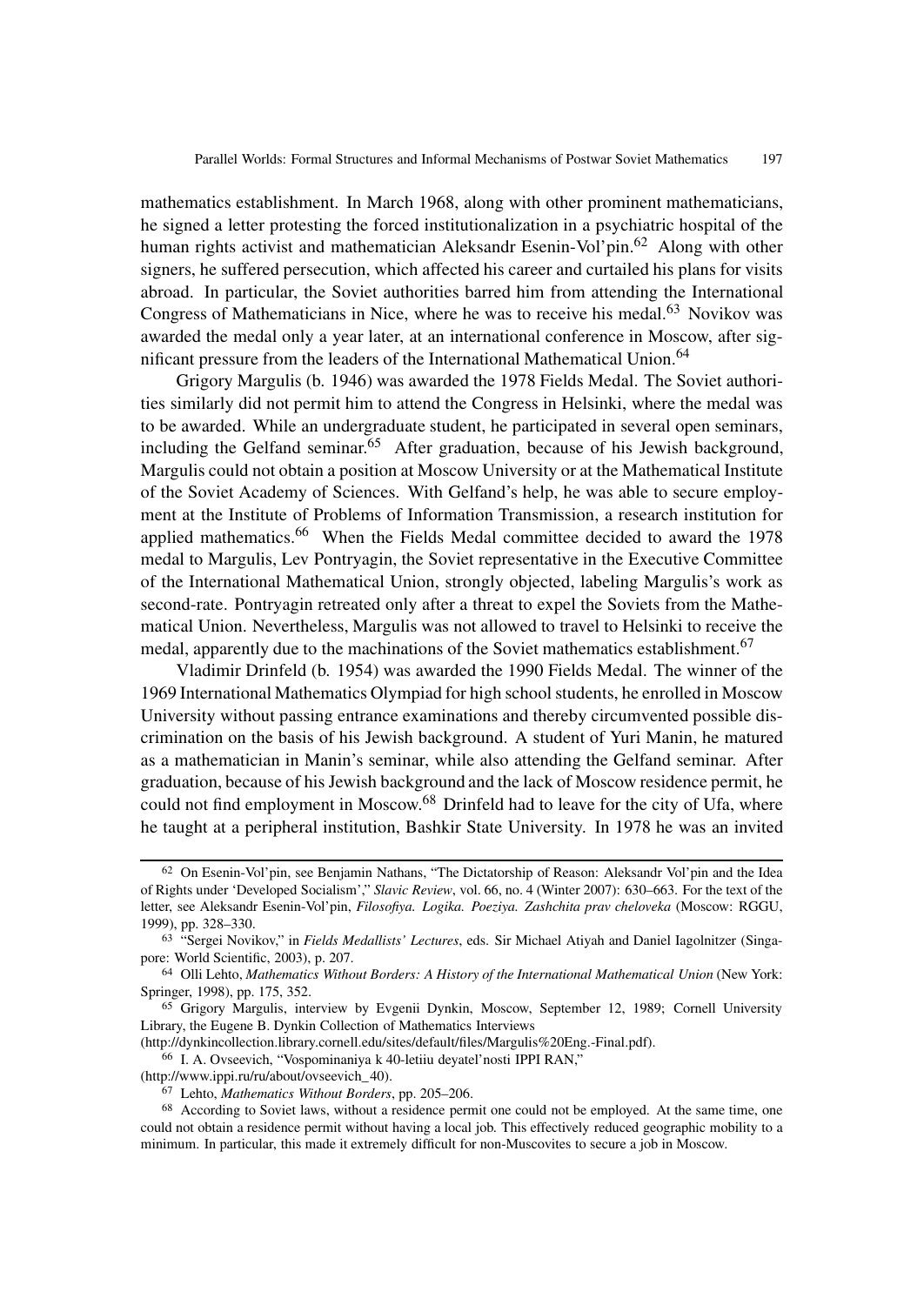mathematics establishment. In March 1968, along with other prominent mathematicians, he signed a letter protesting the forced institutionalization in a psychiatric hospital of the human rights activist and mathematician Aleksandr Esenin-Vol'pin.[62] Along with other signers, he suffered persecution, which affected his career and curtailed his plans for visits abroad. In particular, the Soviet authorities barred him from attending the International Congress of Mathematicians in Nice, where he was to receive his medal.[63] Novikov was awarded the medal only a year later, at an international conference in Moscow, after significant pressure from the leaders of the International Mathematical Union.[64]

Grigory Margulis (b. 1946) was awarded the 1978 Fields Medal. The Soviet authorities similarly did not permit him to attend the Congress in Helsinki, where the medal was to be awarded. While an undergraduate student, he participated in several open seminars, including the Gelfand seminar.[65] After graduation, because of his Jewish background, Margulis could not obtain a position at Moscow University or at the Mathematical Institute of the Soviet Academy of Sciences. With Gelfand's help, he was able to secure employment at the Institute of Problems of Information Transmission, a research institution for applied mathematics.[66] When the Fields Medal committee decided to award the 1978 medal to Margulis, Lev Pontryagin, the Soviet representative in the Executive Committee of the International Mathematical Union, strongly objected, labeling Margulis's work as second-rate. Pontryagin retreated only after a threat to expel the Soviets from the Mathematical Union. Nevertheless, Margulis was not allowed to travel to Helsinki to receive the medal, apparently due to the machinations of the Soviet mathematics establishment.[67]

Vladimir Drinfeld (b. 1954) was awarded the 1990 Fields Medal. The winner of the 1969 International Mathematics Olympiad for high school students, he enrolled in Moscow University without passing entrance examinations and thereby circumvented possible discrimination on the basis of his Jewish background. A student of Yuri Manin, he matured as a mathematician in Manin's seminar, while also attending the Gelfand seminar. After graduation, because of his Jewish background and the lack of Moscow residence permit, he could not find employment in Moscow.[68] Drinfeld had to leave for the city of Ufa, where he taught at a peripheral institution, Bashkir State University. In 1978 he was an invited

---

[62] On Esenin-Vol'pin, see Benjamin Nathans, "The Dictatorship of Reason: Aleksandr Vol'pin and the Idea of Rights under 'Developed Socialism'," *Slavic Review*, vol. 66, no. 4 (Winter 2007): 630–663. For the text of the letter, see Aleksandr Esenin-Vol'pin, *Filosofiya. Logika. Poeziya. Zashchita prav cheloveka* (Moscow: RGGU, 1999), pp. 328–330.

[63] "Sergei Novikov," in *Fields Medallists' Lectures*, eds. Sir Michael Atiyah and Daniel Iagolnitzer (Singapore: World Scientific, 2003), p. 207.

[64] Olli Lehto, *Mathematics Without Borders: A History of the International Mathematical Union* (New York: Springer, 1998), pp. 175, 352.

[65] Grigory Margulis, interview by Evgenii Dynkin, Moscow, September 12, 1989; Cornell University Library, the Eugene B. Dynkin Collection of Mathematics Interviews (http://dynkincollection.library.cornell.edu/sites/default/files/Margulis%20Eng.-Final.pdf).

[66] I. A. Ovseevich, "Vospominaniya k 40-letiiu deyatel'nosti IPPI RAN," (http://www.ippi.ru/ru/about/ovseevich_40).

[67] Lehto, *Mathematics Without Borders*, pp. 205–206.

[68] According to Soviet laws, without a residence permit one could not be employed. At the same time, one could not obtain a residence permit without having a local job. This effectively reduced geographic mobility to a minimum. In particular, this made it extremely difficult for non-Muscovites to secure a job in Moscow.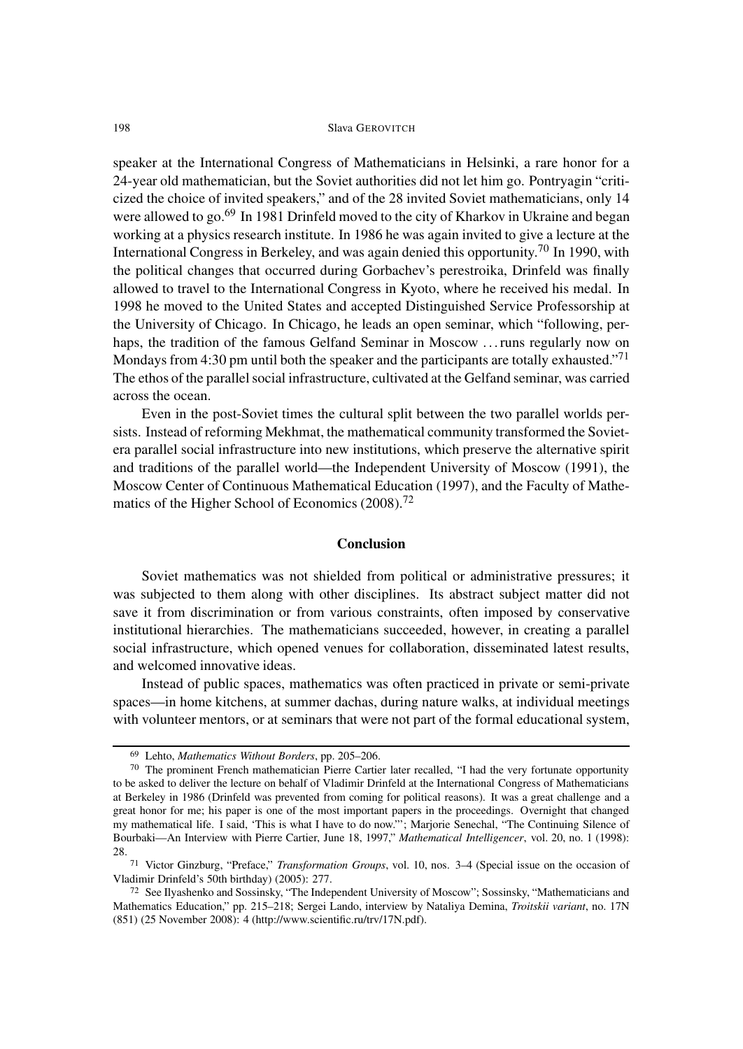speaker at the International Congress of Mathematicians in Helsinki, a rare honor for a 24-year old mathematician, but the Soviet authorities did not let him go. Pontryagin "criticized the choice of invited speakers," and of the 28 invited Soviet mathematicians, only 14 were allowed to go.[69] In 1981 Drinfeld moved to the city of Kharkov in Ukraine and began working at a physics research institute. In 1986 he was again invited to give a lecture at the International Congress in Berkeley, and was again denied this opportunity.[70] In 1990, with the political changes that occurred during Gorbachev's perestroika, Drinfeld was finally allowed to travel to the International Congress in Kyoto, where he received his medal. In 1998 he moved to the United States and accepted Distinguished Service Professorship at the University of Chicago. In Chicago, he leads an open seminar, which "following, perhaps, the tradition of the famous Gelfand Seminar in Moscow . . . runs regularly now on Mondays from 4:30 pm until both the speaker and the participants are totally exhausted."[71] The ethos of the parallel social infrastructure, cultivated at the Gelfand seminar, was carried across the ocean.

Even in the post-Soviet times the cultural split between the two parallel worlds persists. Instead of reforming Mekhmat, the mathematical community transformed the Soviet-era parallel social infrastructure into new institutions, which preserve the alternative spirit and traditions of the parallel world—the Independent University of Moscow (1991), the Moscow Center of Continuous Mathematical Education (1997), and the Faculty of Mathematics of the Higher School of Economics (2008).[72]

## Conclusion

Soviet mathematics was not shielded from political or administrative pressures; it was subjected to them along with other disciplines. Its abstract subject matter did not save it from discrimination or from various constraints, often imposed by conservative institutional hierarchies. The mathematicians succeeded, however, in creating a parallel social infrastructure, which opened venues for collaboration, disseminated latest results, and welcomed innovative ideas.

Instead of public spaces, mathematics was often practiced in private or semi-private spaces—in home kitchens, at summer dachas, during nature walks, at individual meetings with volunteer mentors, or at seminars that were not part of the formal educational system,

---

[69] Lehto, *Mathematics Without Borders*, pp. 205–206.

[70] The prominent French mathematician Pierre Cartier later recalled, "I had the very fortunate opportunity to be asked to deliver the lecture on behalf of Vladimir Drinfeld at the International Congress of Mathematicians at Berkeley in 1986 (Drinfeld was prevented from coming for political reasons). It was a great challenge and a great honor for me; his paper is one of the most important papers in the proceedings. Overnight that changed my mathematical life. I said, 'This is what I have to do now.'"; Marjorie Senechal, "The Continuing Silence of Bourbaki—An Interview with Pierre Cartier, June 18, 1997," *Mathematical Intelligencer*, vol. 20, no. 1 (1998): 28.

[71] Victor Ginzburg, "Preface," *Transformation Groups*, vol. 10, nos. 3–4 (Special issue on the occasion of Vladimir Drinfeld's 50th birthday) (2005): 277.

[72] See Ilyashenko and Sossinsky, "The Independent University of Moscow"; Sossinsky, "Mathematicians and Mathematics Education," pp. 215–218; Sergei Lando, interview by Nataliya Demina, *Troitskii variant*, no. 17N (851) (25 November 2008): 4 (http://www.scientific.ru/trv/17N.pdf).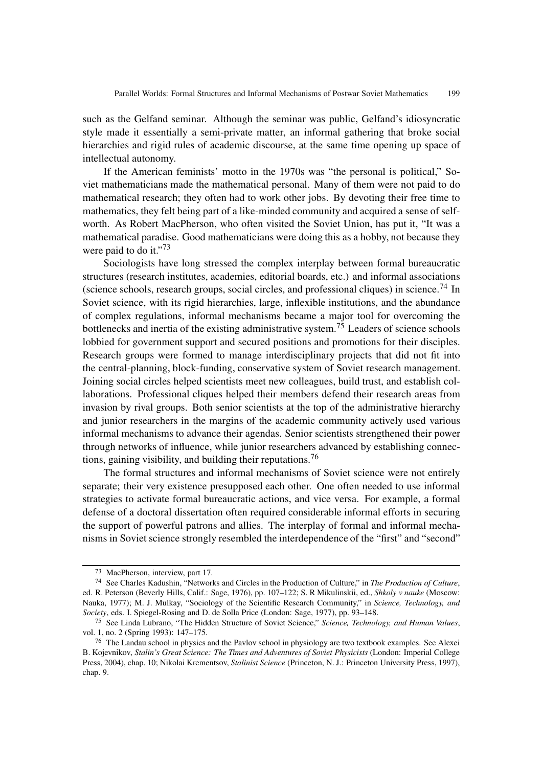such as the Gelfand seminar. Although the seminar was public, Gelfand's idiosyncratic style made it essentially a semi-private matter, an informal gathering that broke social hierarchies and rigid rules of academic discourse, at the same time opening up space of intellectual autonomy.

If the American feminists' motto in the 1970s was "the personal is political," Soviet mathematicians made the mathematical personal. Many of them were not paid to do mathematical research; they often had to work other jobs. By devoting their free time to mathematics, they felt being part of a like-minded community and acquired a sense of self-worth. As Robert MacPherson, who often visited the Soviet Union, has put it, "It was a mathematical paradise. Good mathematicians were doing this as a hobby, not because they were paid to do it."[73]

Sociologists have long stressed the complex interplay between formal bureaucratic structures (research institutes, academies, editorial boards, etc.) and informal associations (science schools, research groups, social circles, and professional cliques) in science.[74] In Soviet science, with its rigid hierarchies, large, inflexible institutions, and the abundance of complex regulations, informal mechanisms became a major tool for overcoming the bottlenecks and inertia of the existing administrative system.[75] Leaders of science schools lobbied for government support and secured positions and promotions for their disciples. Research groups were formed to manage interdisciplinary projects that did not fit into the central-planning, block-funding, conservative system of Soviet research management. Joining social circles helped scientists meet new colleagues, build trust, and establish collaborations. Professional cliques helped their members defend their research areas from invasion by rival groups. Both senior scientists at the top of the administrative hierarchy and junior researchers in the margins of the academic community actively used various informal mechanisms to advance their agendas. Senior scientists strengthened their power through networks of influence, while junior researchers advanced by establishing connections, gaining visibility, and building their reputations.[76]

The formal structures and informal mechanisms of Soviet science were not entirely separate; their very existence presupposed each other. One often needed to use informal strategies to activate formal bureaucratic actions, and vice versa. For example, a formal defense of a doctoral dissertation often required considerable informal efforts in securing the support of powerful patrons and allies. The interplay of formal and informal mechanisms in Soviet science strongly resembled the interdependence of the "first" and "second"

---

[73] MacPherson, interview, part 17.

[74] See Charles Kadushin, "Networks and Circles in the Production of Culture," in *The Production of Culture*, ed. R. Peterson (Beverly Hills, Calif.: Sage, 1976), pp. 107–122; S. R Mikulinskii, ed., *Shkoly v nauke* (Moscow: Nauka, 1977); M. J. Mulkay, "Sociology of the Scientific Research Community," in *Science, Technology, and Society*, eds. I. Spiegel-Rosing and D. de Solla Price (London: Sage, 1977), pp. 93–148.

[75] See Linda Lubrano, "The Hidden Structure of Soviet Science," *Science, Technology, and Human Values*, vol. 1, no. 2 (Spring 1993): 147–175.

[76] The Landau school in physics and the Pavlov school in physiology are two textbook examples. See Alexei B. Kojevnikov, *Stalin's Great Science: The Times and Adventures of Soviet Physicists* (London: Imperial College Press, 2004), chap. 10; Nikolai Krementsov, *Stalinist Science* (Princeton, N. J.: Princeton University Press, 1997), chap. 9.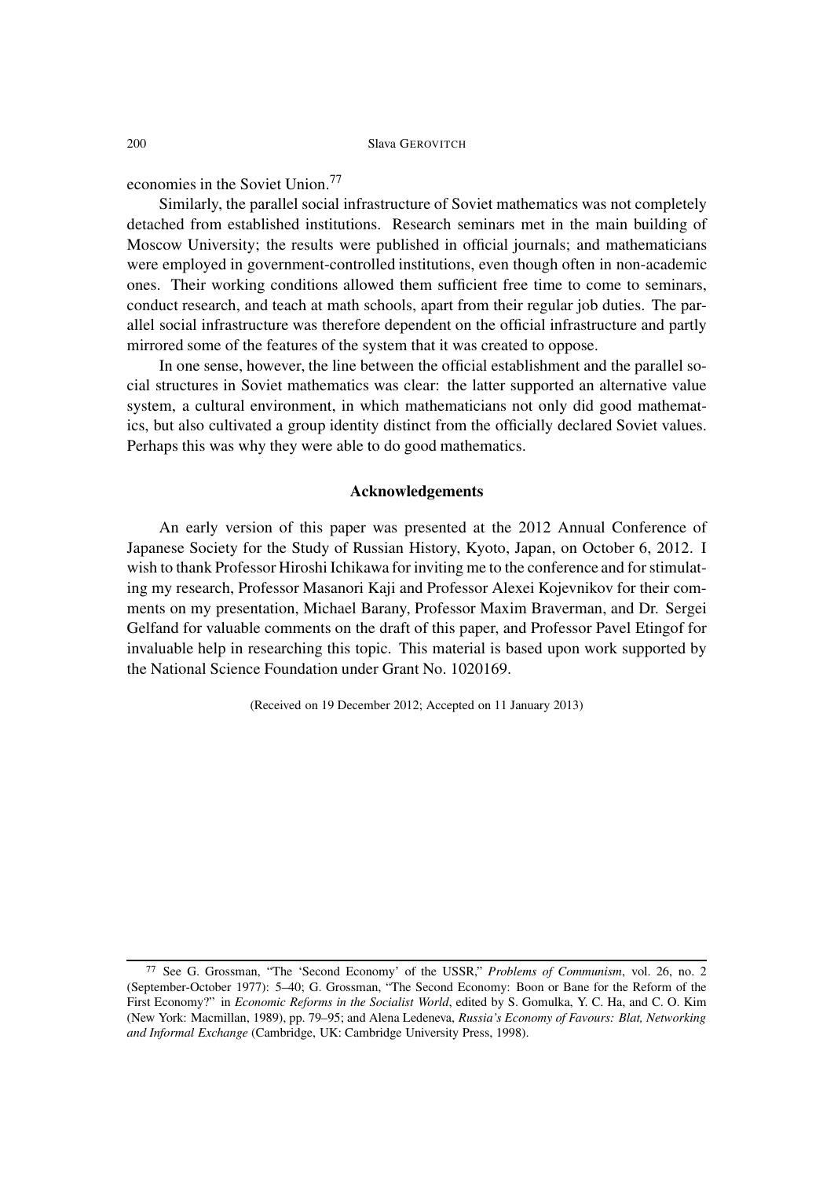economies in the Soviet Union.[77]

Similarly, the parallel social infrastructure of Soviet mathematics was not completely detached from established institutions. Research seminars met in the main building of Moscow University; the results were published in official journals; and mathematicians were employed in government-controlled institutions, even though often in non-academic ones. Their working conditions allowed them sufficient free time to come to seminars, conduct research, and teach at math schools, apart from their regular job duties. The parallel social infrastructure was therefore dependent on the official infrastructure and partly mirrored some of the features of the system that it was created to oppose.

In one sense, however, the line between the official establishment and the parallel social structures in Soviet mathematics was clear: the latter supported an alternative value system, a cultural environment, in which mathematicians not only did good mathematics, but also cultivated a group identity distinct from the officially declared Soviet values. Perhaps this was why they were able to do good mathematics.

## Acknowledgements

An early version of this paper was presented at the 2012 Annual Conference of Japanese Society for the Study of Russian History, Kyoto, Japan, on October 6, 2012. I wish to thank Professor Hiroshi Ichikawa for inviting me to the conference and for stimulating my research, Professor Masanori Kaji and Professor Alexei Kojevnikov for their comments on my presentation, Michael Barany, Professor Maxim Braverman, and Dr. Sergei Gelfand for valuable comments on the draft of this paper, and Professor Pavel Etingof for invaluable help in researching this topic. This material is based upon work supported by the National Science Foundation under Grant No. 1020169.

(Received on 19 December 2012; Accepted on 11 January 2013)

---

[77] See G. Grossman, "The 'Second Economy' of the USSR," *Problems of Communism*, vol. 26, no. 2 (September-October 1977): 5–40; G. Grossman, "The Second Economy: Boon or Bane for the Reform of the First Economy?" in *Economic Reforms in the Socialist World*, edited by S. Gomulka, Y. C. Ha, and C. O. Kim (New York: Macmillan, 1989), pp. 79–95; and Alena Ledeneva, *Russia's Economy of Favours: Blat, Networking and Informal Exchange* (Cambridge, UK: Cambridge University Press, 1998).